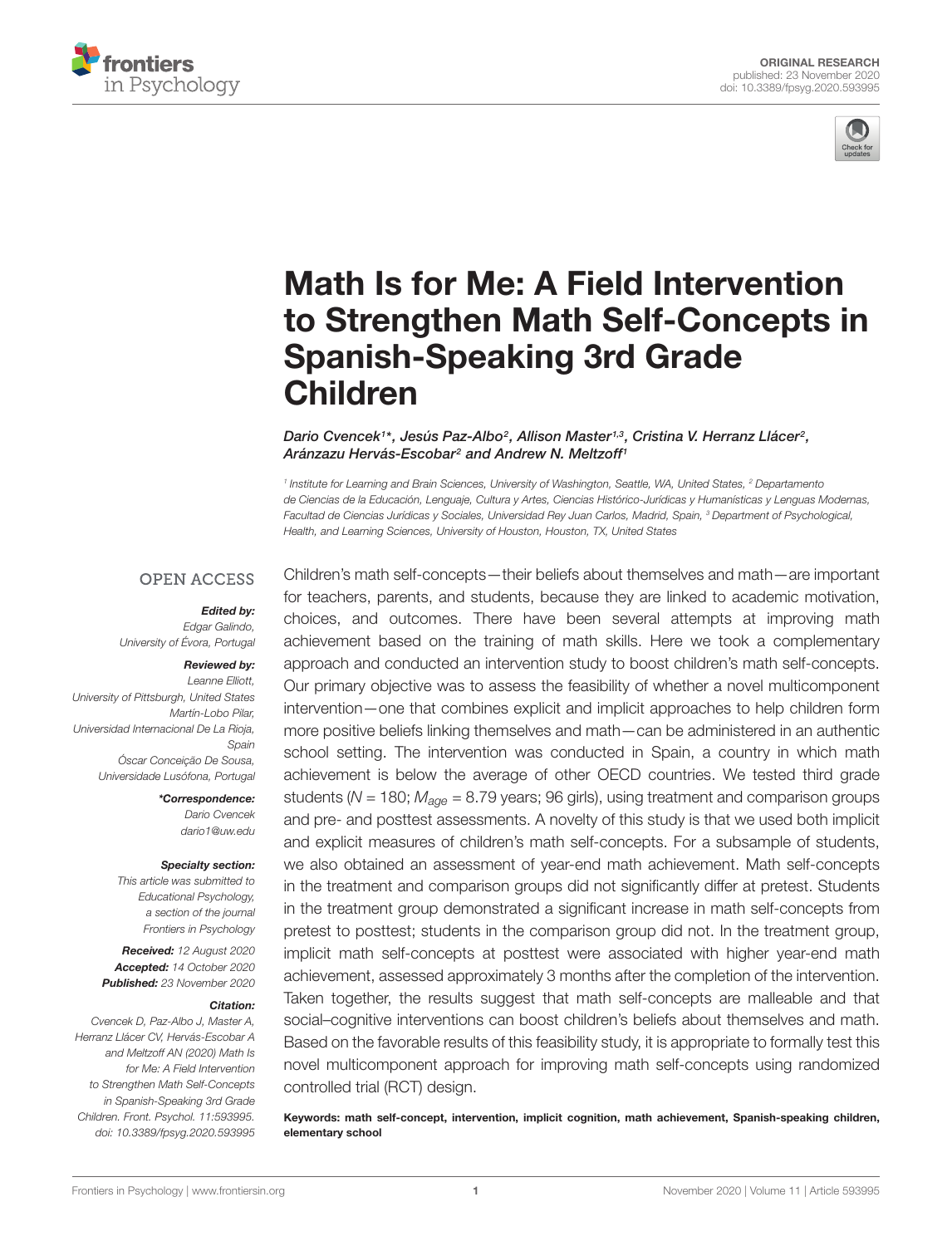ORIGINAL RESEARCH
published: 23 November 2020
doi: 10.3389/fpsyg.2020.593995

# Math Is for Me: A Field Intervention to Strengthen Math Self-Concepts in Spanish-Speaking 3rd Grade Children

*Dario Cvencek[1]\*, Jesús Paz-Albo[2], Allison Master[1,3], Cristina V. Herranz Llácer[2], Aránzazu Hervás-Escobar[2] and Andrew N. Meltzoff[1]*

[1] Institute for Learning and Brain Sciences, University of Washington, Seattle, WA, United States, [2] Departamento de Ciencias de la Educación, Lenguaje, Cultura y Artes, Ciencias Histórico-Jurídicas y Humanísticas y Lenguas Modernas, Facultad de Ciencias Jurídicas y Sociales, Universidad Rey Juan Carlos, Madrid, Spain, [3] Department of Psychological, Health, and Learning Sciences, University of Houston, Houston, TX, United States

OPEN ACCESS

***Edited by:***
Edgar Galindo,
University of Évora, Portugal

***Reviewed by:***
Leanne Elliott,
University of Pittsburgh, United States
Martín-Lobo Pilar,
Universidad Internacional De La Rioja, Spain
Óscar Conceição De Sousa,
Universidade Lusófona, Portugal

***\*Correspondence:***
Dario Cvencek
dario1@uw.edu

***Specialty section:***
This article was submitted to Educational Psychology, a section of the journal Frontiers in Psychology

***Received:*** 12 August 2020
***Accepted:*** 14 October 2020
***Published:*** 23 November 2020

***Citation:***
Cvencek D, Paz-Albo J, Master A, Herranz Llácer CV, Hervás-Escobar A and Meltzoff AN (2020) Math Is for Me: A Field Intervention to Strengthen Math Self-Concepts in Spanish-Speaking 3rd Grade Children. Front. Psychol. 11:593995. doi: 10.3389/fpsyg.2020.593995

Children's math self-concepts—their beliefs about themselves and math—are important for teachers, parents, and students, because they are linked to academic motivation, choices, and outcomes. There have been several attempts at improving math achievement based on the training of math skills. Here we took a complementary approach and conducted an intervention study to boost children's math self-concepts. Our primary objective was to assess the feasibility of whether a novel multicomponent intervention—one that combines explicit and implicit approaches to help children form more positive beliefs linking themselves and math—can be administered in an authentic school setting. The intervention was conducted in Spain, a country in which math achievement is below the average of other OECD countries. We tested third grade students ($N = 180$; $M_{age} = 8.79$ years; 96 girls), using treatment and comparison groups and pre- and posttest assessments. A novelty of this study is that we used both implicit and explicit measures of children's math self-concepts. For a subsample of students, we also obtained an assessment of year-end math achievement. Math self-concepts in the treatment and comparison groups did not significantly differ at pretest. Students in the treatment group demonstrated a significant increase in math self-concepts from pretest to posttest; students in the comparison group did not. In the treatment group, implicit math self-concepts at posttest were associated with higher year-end math achievement, assessed approximately 3 months after the completion of the intervention. Taken together, the results suggest that math self-concepts are malleable and that social–cognitive interventions can boost children's beliefs about themselves and math. Based on the favorable results of this feasibility study, it is appropriate to formally test this novel multicomponent approach for improving math self-concepts using randomized controlled trial (RCT) design.

**Keywords: math self-concept, intervention, implicit cognition, math achievement, Spanish-speaking children, elementary school**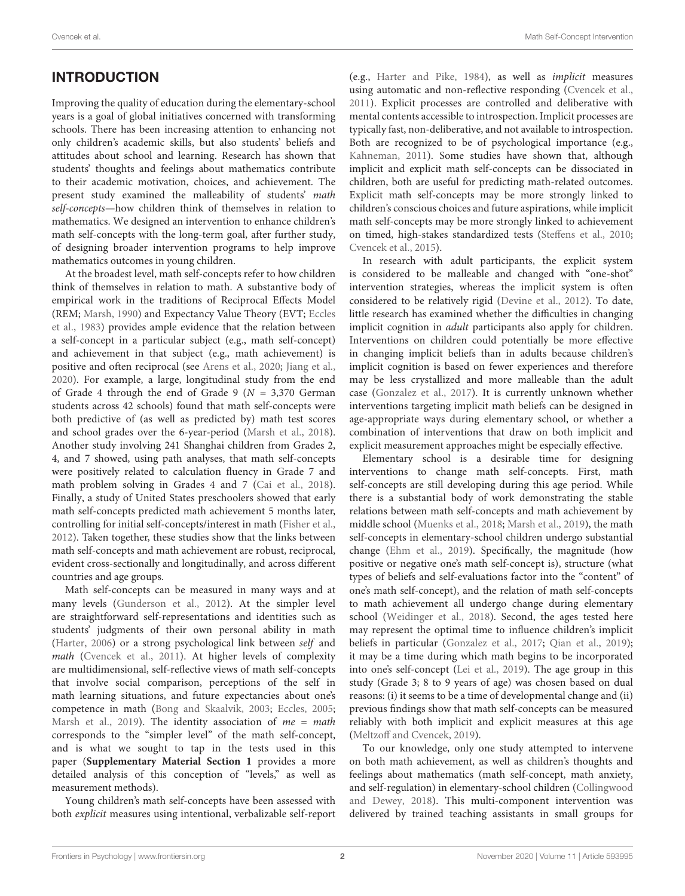## INTRODUCTION

Improving the quality of education during the elementary-school years is a goal of global initiatives concerned with transforming schools. There has been increasing attention to enhancing not only children's academic skills, but also students' beliefs and attitudes about school and learning. Research has shown that students' thoughts and feelings about mathematics contribute to their academic motivation, choices, and achievement. The present study examined the malleability of students' *math self-concepts*—how children think of themselves in relation to mathematics. We designed an intervention to enhance children's math self-concepts with the long-term goal, after further study, of designing broader intervention programs to help improve mathematics outcomes in young children.

At the broadest level, math self-concepts refer to how children think of themselves in relation to math. A substantive body of empirical work in the traditions of Reciprocal Effects Model (REM; Marsh, 1990) and Expectancy Value Theory (EVT; Eccles et al., 1983) provides ample evidence that the relation between a self-concept in a particular subject (e.g., math self-concept) and achievement in that subject (e.g., math achievement) is positive and often reciprocal (see Arens et al., 2020; Jiang et al., 2020). For example, a large, longitudinal study from the end of Grade 4 through the end of Grade 9 ($N$ = 3,370 German students across 42 schools) found that math self-concepts were both predictive of (as well as predicted by) math test scores and school grades over the 6-year-period (Marsh et al., 2018). Another study involving 241 Shanghai children from Grades 2, 4, and 7 showed, using path analyses, that math self-concepts were positively related to calculation fluency in Grade 7 and math problem solving in Grades 4 and 7 (Cai et al., 2018). Finally, a study of United States preschoolers showed that early math self-concepts predicted math achievement 5 months later, controlling for initial self-concepts/interest in math (Fisher et al., 2012). Taken together, these studies show that the links between math self-concepts and math achievement are robust, reciprocal, evident cross-sectionally and longitudinally, and across different countries and age groups.

Math self-concepts can be measured in many ways and at many levels (Gunderson et al., 2012). At the simpler level are straightforward self-representations and identities such as students' judgments of their own personal ability in math (Harter, 2006) or a strong psychological link between *self* and *math* (Cvencek et al., 2011). At higher levels of complexity are multidimensional, self-reflective views of math self-concepts that involve social comparison, perceptions of the self in math learning situations, and future expectancies about one's competence in math (Bong and Skaalvik, 2003; Eccles, 2005; Marsh et al., 2019). The identity association of *me = math* corresponds to the "simpler level" of the math self-concept, and is what we sought to tap in the tests used in this paper (**Supplementary Material Section 1** provides a more detailed analysis of this conception of "levels," as well as measurement methods).

Young children's math self-concepts have been assessed with both *explicit* measures using intentional, verbalizable self-report (e.g., Harter and Pike, 1984), as well as *implicit* measures using automatic and non-reflective responding (Cvencek et al., 2011). Explicit processes are controlled and deliberative with mental contents accessible to introspection. Implicit processes are typically fast, non-deliberative, and not available to introspection. Both are recognized to be of psychological importance (e.g., Kahneman, 2011). Some studies have shown that, although implicit and explicit math self-concepts can be dissociated in children, both are useful for predicting math-related outcomes. Explicit math self-concepts may be more strongly linked to children's conscious choices and future aspirations, while implicit math self-concepts may be more strongly linked to achievement on timed, high-stakes standardized tests (Steffens et al., 2010; Cvencek et al., 2015).

In research with adult participants, the explicit system is considered to be malleable and changed with "one-shot" intervention strategies, whereas the implicit system is often considered to be relatively rigid (Devine et al., 2012). To date, little research has examined whether the difficulties in changing implicit cognition in *adult* participants also apply for children. Interventions on children could potentially be more effective in changing implicit beliefs than in adults because children's implicit cognition is based on fewer experiences and therefore may be less crystallized and more malleable than the adult case (Gonzalez et al., 2017). It is currently unknown whether interventions targeting implicit math beliefs can be designed in age-appropriate ways during elementary school, or whether a combination of interventions that draw on both implicit and explicit measurement approaches might be especially effective.

Elementary school is a desirable time for designing interventions to change math self-concepts. First, math self-concepts are still developing during this age period. While there is a substantial body of work demonstrating the stable relations between math self-concepts and math achievement by middle school (Muenks et al., 2018; Marsh et al., 2019), the math self-concepts in elementary-school children undergo substantial change (Ehm et al., 2019). Specifically, the magnitude (how positive or negative one's math self-concept is), structure (what types of beliefs and self-evaluations factor into the "content" of one's math self-concept), and the relation of math self-concepts to math achievement all undergo change during elementary school (Weidinger et al., 2018). Second, the ages tested here may represent the optimal time to influence children's implicit beliefs in particular (Gonzalez et al., 2017; Qian et al., 2019); it may be a time during which math begins to be incorporated into one's self-concept (Lei et al., 2019). The age group in this study (Grade 3; 8 to 9 years of age) was chosen based on dual reasons: (i) it seems to be a time of developmental change and (ii) previous findings show that math self-concepts can be measured reliably with both implicit and explicit measures at this age (Meltzoff and Cvencek, 2019).

To our knowledge, only one study attempted to intervene on both math achievement, as well as children's thoughts and feelings about mathematics (math self-concept, math anxiety, and self-regulation) in elementary-school children (Collingwood and Dewey, 2018). This multi-component intervention was delivered by trained teaching assistants in small groups for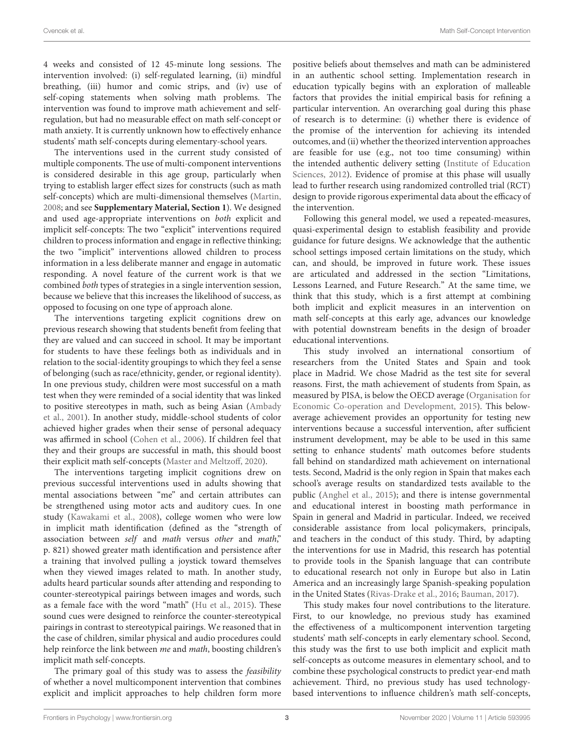4 weeks and consisted of 12 45-minute long sessions. The intervention involved: (i) self-regulated learning, (ii) mindful breathing, (iii) humor and comic strips, and (iv) use of self-coping statements when solving math problems. The intervention was found to improve math achievement and self-regulation, but had no measurable effect on math self-concept or math anxiety. It is currently unknown how to effectively enhance students' math self-concepts during elementary-school years.

The interventions used in the current study consisted of multiple components. The use of multi-component interventions is considered desirable in this age group, particularly when trying to establish larger effect sizes for constructs (such as math self-concepts) which are multi-dimensional themselves (Martin, 2008; and see **Supplementary Material, Section 1**). We designed and used age-appropriate interventions on *both* explicit and implicit self-concepts: The two "explicit" interventions required children to process information and engage in reflective thinking; the two "implicit" interventions allowed children to process information in a less deliberate manner and engage in automatic responding. A novel feature of the current work is that we combined *both* types of strategies in a single intervention session, because we believe that this increases the likelihood of success, as opposed to focusing on one type of approach alone.

The interventions targeting explicit cognitions drew on previous research showing that students benefit from feeling that they are valued and can succeed in school. It may be important for students to have these feelings both as individuals and in relation to the social-identity groupings to which they feel a sense of belonging (such as race/ethnicity, gender, or regional identity). In one previous study, children were most successful on a math test when they were reminded of a social identity that was linked to positive stereotypes in math, such as being Asian (Ambady et al., 2001). In another study, middle-school students of color achieved higher grades when their sense of personal adequacy was affirmed in school (Cohen et al., 2006). If children feel that they and their groups are successful in math, this should boost their explicit math self-concepts (Master and Meltzoff, 2020).

The interventions targeting implicit cognitions drew on previous successful interventions used in adults showing that mental associations between "me" and certain attributes can be strengthened using motor acts and auditory cues. In one study (Kawakami et al., 2008), college women who were low in implicit math identification (defined as the "strength of association between *self* and *math* versus *other* and *math*," p. 821) showed greater math identification and persistence after a training that involved pulling a joystick toward themselves when they viewed images related to math. In another study, adults heard particular sounds after attending and responding to counter-stereotypical pairings between images and words, such as a female face with the word "math" (Hu et al., 2015). These sound cues were designed to reinforce the counter-stereotypical pairings in contrast to stereotypical pairings. We reasoned that in the case of children, similar physical and audio procedures could help reinforce the link between *me* and *math*, boosting children's implicit math self-concepts.

The primary goal of this study was to assess the *feasibility* of whether a novel multicomponent intervention that combines explicit and implicit approaches to help children form more positive beliefs about themselves and math can be administered in an authentic school setting. Implementation research in education typically begins with an exploration of malleable factors that provides the initial empirical basis for refining a particular intervention. An overarching goal during this phase of research is to determine: (i) whether there is evidence of the promise of the intervention for achieving its intended outcomes, and (ii) whether the theorized intervention approaches are feasible for use (e.g., not too time consuming) within the intended authentic delivery setting (Institute of Education Sciences, 2012). Evidence of promise at this phase will usually lead to further research using randomized controlled trial (RCT) design to provide rigorous experimental data about the efficacy of the intervention.

Following this general model, we used a repeated-measures, quasi-experimental design to establish feasibility and provide guidance for future designs. We acknowledge that the authentic school settings imposed certain limitations on the study, which can, and should, be improved in future work. These issues are articulated and addressed in the section "Limitations, Lessons Learned, and Future Research." At the same time, we think that this study, which is a first attempt at combining both implicit and explicit measures in an intervention on math self-concepts at this early age, advances our knowledge with potential downstream benefits in the design of broader educational interventions.

This study involved an international consortium of researchers from the United States and Spain and took place in Madrid. We chose Madrid as the test site for several reasons. First, the math achievement of students from Spain, as measured by PISA, is below the OECD average (Organisation for Economic Co-operation and Development, 2015). This below-average achievement provides an opportunity for testing new interventions because a successful intervention, after sufficient instrument development, may be able to be used in this same setting to enhance students' math outcomes before students fall behind on standardized math achievement on international tests. Second, Madrid is the only region in Spain that makes each school's average results on standardized tests available to the public (Anghel et al., 2015); and there is intense governmental and educational interest in boosting math performance in Spain in general and Madrid in particular. Indeed, we received considerable assistance from local policymakers, principals, and teachers in the conduct of this study. Third, by adapting the interventions for use in Madrid, this research has potential to provide tools in the Spanish language that can contribute to educational research not only in Europe but also in Latin America and an increasingly large Spanish-speaking population in the United States (Rivas-Drake et al., 2016; Bauman, 2017).

This study makes four novel contributions to the literature. First, to our knowledge, no previous study has examined the effectiveness of a multicomponent intervention targeting students' math self-concepts in early elementary school. Second, this study was the first to use both implicit and explicit math self-concepts as outcome measures in elementary school, and to combine these psychological constructs to predict year-end math achievement. Third, no previous study has used technology-based interventions to influence children's math self-concepts,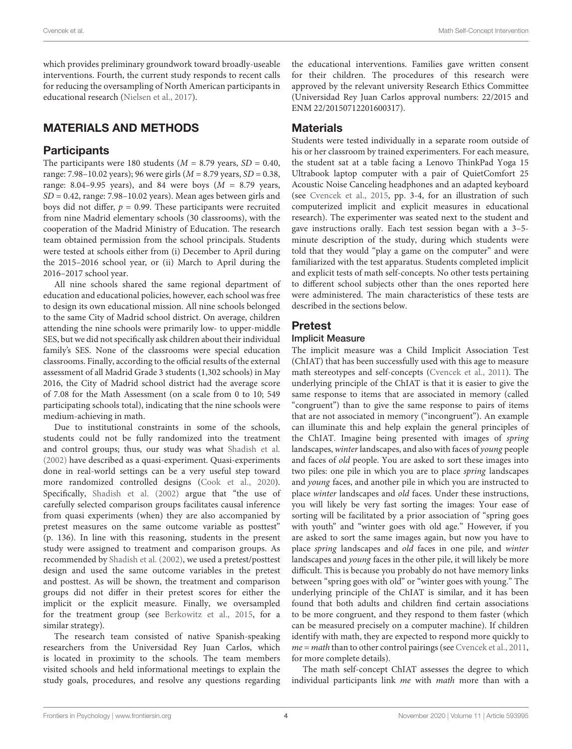which provides preliminary groundwork toward broadly-useable interventions. Fourth, the current study responds to recent calls for reducing the oversampling of North American participants in educational research (Nielsen et al., 2017).

## MATERIALS AND METHODS

### Participants

The participants were 180 students ($M$ = 8.79 years, $SD$ = 0.40, range: 7.98–10.02 years); 96 were girls ($M$ = 8.79 years, $SD$ = 0.38, range: 8.04–9.95 years), and 84 were boys ($M$ = 8.79 years, $SD$ = 0.42, range: 7.98–10.02 years). Mean ages between girls and boys did not differ, $p$ = 0.99. These participants were recruited from nine Madrid elementary schools (30 classrooms), with the cooperation of the Madrid Ministry of Education. The research team obtained permission from the school principals. Students were tested at schools either from (i) December to April during the 2015–2016 school year, or (ii) March to April during the 2016–2017 school year.

All nine schools shared the same regional department of education and educational policies, however, each school was free to design its own educational mission. All nine schools belonged to the same City of Madrid school district. On average, children attending the nine schools were primarily low- to upper-middle SES, but we did not specifically ask children about their individual family's SES. None of the classrooms were special education classrooms. Finally, according to the official results of the external assessment of all Madrid Grade 3 students (1,302 schools) in May 2016, the City of Madrid school district had the average score of 7.08 for the Math Assessment (on a scale from 0 to 10; 549 participating schools total), indicating that the nine schools were medium-achieving in math.

Due to institutional constraints in some of the schools, students could not be fully randomized into the treatment and control groups; thus, our study was what Shadish et al. (2002) have described as a quasi-experiment. Quasi-experiments done in real-world settings can be a very useful step toward more randomized controlled designs (Cook et al., 2020). Specifically, Shadish et al. (2002) argue that "the use of carefully selected comparison groups facilitates causal inference from quasi experiments (when) they are also accompanied by pretest measures on the same outcome variable as posttest" (p. 136). In line with this reasoning, students in the present study were assigned to treatment and comparison groups. As recommended by Shadish et al. (2002), we used a pretest/posttest design and used the same outcome variables in the pretest and posttest. As will be shown, the treatment and comparison groups did not differ in their pretest scores for either the implicit or the explicit measure. Finally, we oversampled for the treatment group (see Berkowitz et al., 2015, for a similar strategy).

The research team consisted of native Spanish-speaking researchers from the Universidad Rey Juan Carlos, which is located in proximity to the schools. The team members visited schools and held informational meetings to explain the study goals, procedures, and resolve any questions regarding the educational interventions. Families gave written consent for their children. The procedures of this research were approved by the relevant university Research Ethics Committee (Universidad Rey Juan Carlos approval numbers: 22/2015 and ENM 22/20150712201600317).

### Materials

Students were tested individually in a separate room outside of his or her classroom by trained experimenters. For each measure, the student sat at a table facing a Lenovo ThinkPad Yoga 15 Ultrabook laptop computer with a pair of QuietComfort 25 Acoustic Noise Canceling headphones and an adapted keyboard (see Cvencek et al., 2015, pp. 3-4, for an illustration of such computerized implicit and explicit measures in educational research). The experimenter was seated next to the student and gave instructions orally. Each test session began with a 3–5-minute description of the study, during which students were told that they would "play a game on the computer" and were familiarized with the test apparatus. Students completed implicit and explicit tests of math self-concepts. No other tests pertaining to different school subjects other than the ones reported here were administered. The main characteristics of these tests are described in the sections below.

### Pretest

#### Implicit Measure

The implicit measure was a Child Implicit Association Test (ChIAT) that has been successfully used with this age to measure math stereotypes and self-concepts (Cvencek et al., 2011). The underlying principle of the ChIAT is that it is easier to give the same response to items that are associated in memory (called "congruent") than to give the same response to pairs of items that are not associated in memory ("incongruent"). An example can illuminate this and help explain the general principles of the ChIAT. Imagine being presented with images of *spring* landscapes, *winter* landscapes, and also with faces of *young* people and faces of *old* people. You are asked to sort these images into two piles: one pile in which you are to place *spring* landscapes and *young* faces, and another pile in which you are instructed to place *winter* landscapes and *old* faces. Under these instructions, you will likely be very fast sorting the images: Your ease of sorting will be facilitated by a prior association of "spring goes with youth" and "winter goes with old age." However, if you are asked to sort the same images again, but now you have to place *spring* landscapes and *old* faces in one pile, and *winter* landscapes and *young* faces in the other pile, it will likely be more difficult. This is because you probably do not have memory links between "spring goes with old" or "winter goes with young." The underlying principle of the ChIAT is similar, and it has been found that both adults and children find certain associations to be more congruent, and they respond to them faster (which can be measured precisely on a computer machine). If children identify with math, they are expected to respond more quickly to *me* = *math* than to other control pairings (see Cvencek et al., 2011, for more complete details).

The math self-concept ChIAT assesses the degree to which individual participants link *me* with *math* more than with a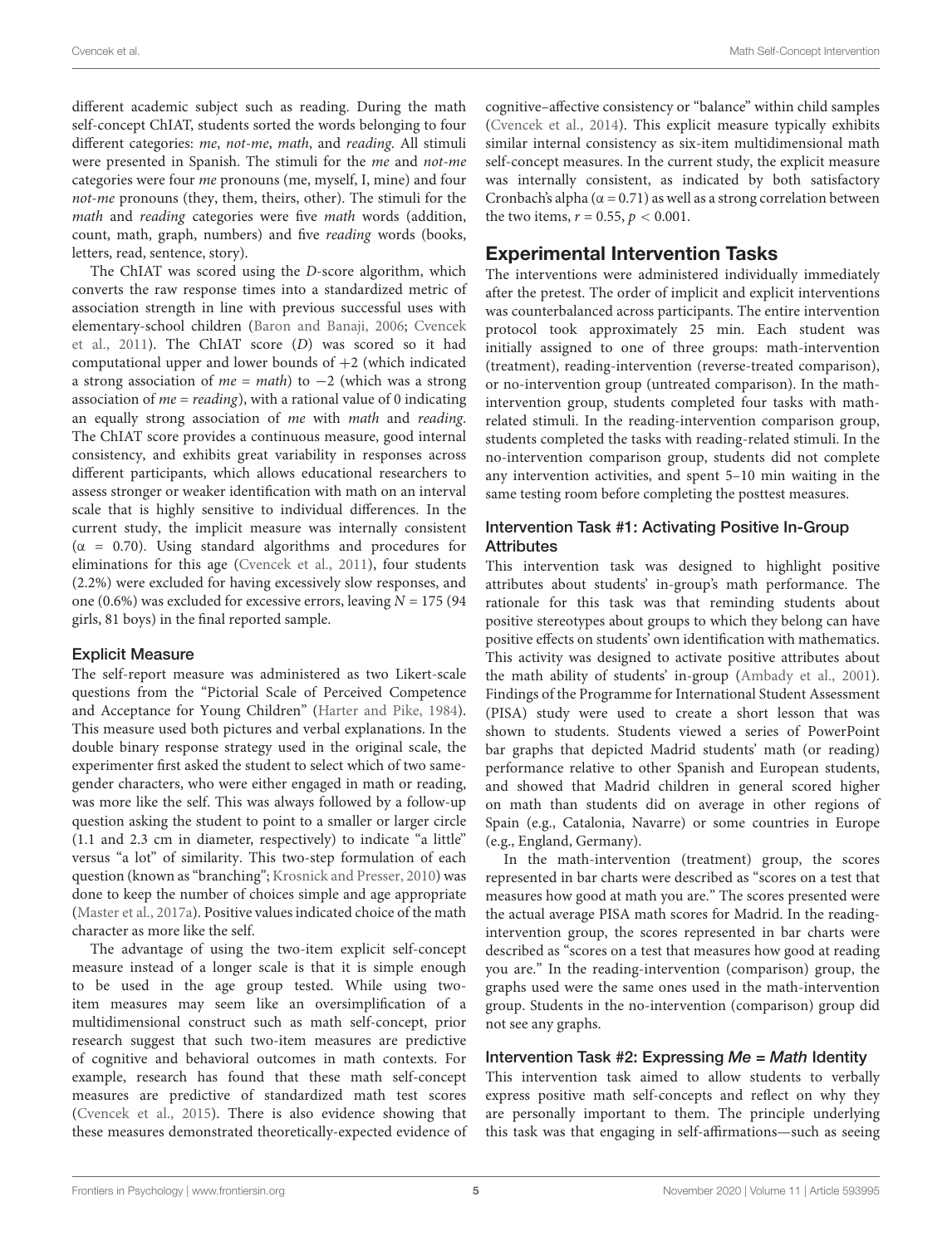different academic subject such as reading. During the math self-concept ChIAT, students sorted the words belonging to four different categories: *me*, *not-me*, *math*, and *reading*. All stimuli were presented in Spanish. The stimuli for the *me* and *not-me* categories were four *me* pronouns (me, myself, I, mine) and four *not-me* pronouns (they, them, theirs, other). The stimuli for the *math* and *reading* categories were five *math* words (addition, count, math, graph, numbers) and five *reading* words (books, letters, read, sentence, story).

The ChIAT was scored using the *D*-score algorithm, which converts the raw response times into a standardized metric of association strength in line with previous successful uses with elementary-school children (Baron and Banaji, 2006; Cvencek et al., 2011). The ChIAT score (*D*) was scored so it had computational upper and lower bounds of +2 (which indicated a strong association of *me* = *math*) to −2 (which was a strong association of *me* = *reading*), with a rational value of 0 indicating an equally strong association of *me* with *math* and *reading*. The ChIAT score provides a continuous measure, good internal consistency, and exhibits great variability in responses across different participants, which allows educational researchers to assess stronger or weaker identification with math on an interval scale that is highly sensitive to individual differences. In the current study, the implicit measure was internally consistent ($\alpha = 0.70$). Using standard algorithms and procedures for eliminations for this age (Cvencek et al., 2011), four students (2.2%) were excluded for having excessively slow responses, and one (0.6%) was excluded for excessive errors, leaving $N = 175$ (94 girls, 81 boys) in the final reported sample.

### Explicit Measure

The self-report measure was administered as two Likert-scale questions from the "Pictorial Scale of Perceived Competence and Acceptance for Young Children" (Harter and Pike, 1984). This measure used both pictures and verbal explanations. In the double binary response strategy used in the original scale, the experimenter first asked the student to select which of two same-gender characters, who were either engaged in math or reading, was more like the self. This was always followed by a follow-up question asking the student to point to a smaller or larger circle (1.1 and 2.3 cm in diameter, respectively) to indicate "a little" versus "a lot" of similarity. This two-step formulation of each question (known as "branching"; Krosnick and Presser, 2010) was done to keep the number of choices simple and age appropriate (Master et al., 2017a). Positive values indicated choice of the math character as more like the self.

The advantage of using the two-item explicit self-concept measure instead of a longer scale is that it is simple enough to be used in the age group tested. While using two-item measures may seem like an oversimplification of a multidimensional construct such as math self-concept, prior research suggest that such two-item measures are predictive of cognitive and behavioral outcomes in math contexts. For example, research has found that these math self-concept measures are predictive of standardized math test scores (Cvencek et al., 2015). There is also evidence showing that these measures demonstrated theoretically-expected evidence of cognitive–affective consistency or "balance" within child samples (Cvencek et al., 2014). This explicit measure typically exhibits similar internal consistency as six-item multidimensional math self-concept measures. In the current study, the explicit measure was internally consistent, as indicated by both satisfactory Cronbach's alpha ($\alpha = 0.71$) as well as a strong correlation between the two items, $r = 0.55$, $p < 0.001$.

## Experimental Intervention Tasks

The interventions were administered individually immediately after the pretest. The order of implicit and explicit interventions was counterbalanced across participants. The entire intervention protocol took approximately 25 min. Each student was initially assigned to one of three groups: math-intervention (treatment), reading-intervention (reverse-treated comparison), or no-intervention group (untreated comparison). In the math-intervention group, students completed four tasks with math-related stimuli. In the reading-intervention comparison group, students completed the tasks with reading-related stimuli. In the no-intervention comparison group, students did not complete any intervention activities, and spent 5–10 min waiting in the same testing room before completing the posttest measures.

### Intervention Task #1: Activating Positive In-Group Attributes

This intervention task was designed to highlight positive attributes about students' in-group's math performance. The rationale for this task was that reminding students about positive stereotypes about groups to which they belong can have positive effects on students' own identification with mathematics. This activity was designed to activate positive attributes about the math ability of students' in-group (Ambady et al., 2001). Findings of the Programme for International Student Assessment (PISA) study were used to create a short lesson that was shown to students. Students viewed a series of PowerPoint bar graphs that depicted Madrid students' math (or reading) performance relative to other Spanish and European students, and showed that Madrid children in general scored higher on math than students did on average in other regions of Spain (e.g., Catalonia, Navarre) or some countries in Europe (e.g., England, Germany).

In the math-intervention (treatment) group, the scores represented in bar charts were described as "scores on a test that measures how good at math you are." The scores presented were the actual average PISA math scores for Madrid. In the reading-intervention group, the scores represented in bar charts were described as "scores on a test that measures how good at reading you are." In the reading-intervention (comparison) group, the graphs used were the same ones used in the math-intervention group. Students in the no-intervention (comparison) group did not see any graphs.

### Intervention Task #2: Expressing *Me = Math* Identity

This intervention task aimed to allow students to verbally express positive math self-concepts and reflect on why they are personally important to them. The principle underlying this task was that engaging in self-affirmations—such as seeing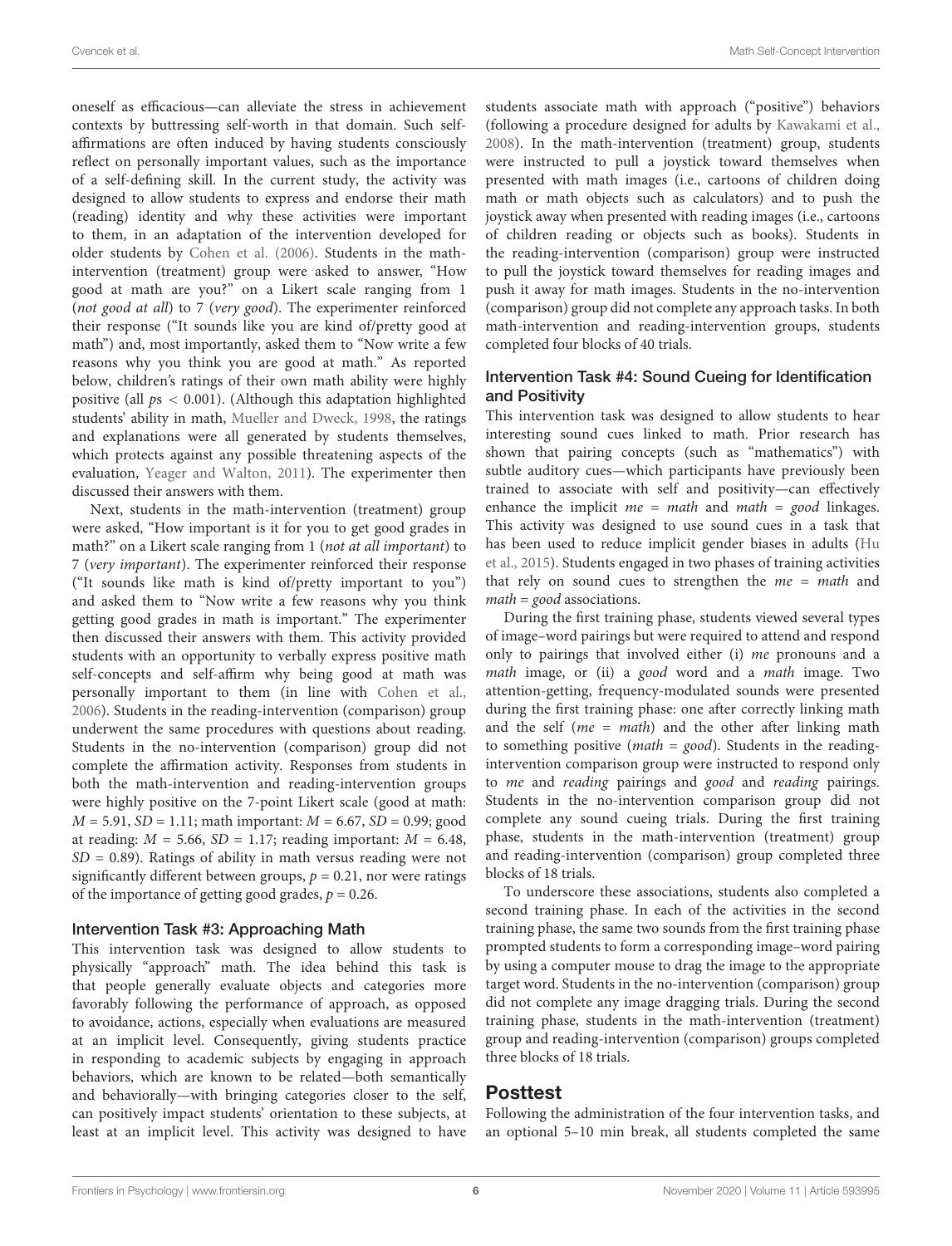oneself as efficacious—can alleviate the stress in achievement contexts by buttressing self-worth in that domain. Such self-affirmations are often induced by having students consciously reflect on personally important values, such as the importance of a self-defining skill. In the current study, the activity was designed to allow students to express and endorse their math (reading) identity and why these activities were important to them, in an adaptation of the intervention developed for older students by Cohen et al. (2006). Students in the math-intervention (treatment) group were asked to answer, "How good at math are you?" on a Likert scale ranging from 1 (*not good at all*) to 7 (*very good*). The experimenter reinforced their response ("It sounds like you are kind of/pretty good at math") and, most importantly, asked them to "Now write a few reasons why you think you are good at math." As reported below, children's ratings of their own math ability were highly positive (all $p$s $< 0.001$). (Although this adaptation highlighted students' ability in math, Mueller and Dweck, 1998, the ratings and explanations were all generated by students themselves, which protects against any possible threatening aspects of the evaluation, Yeager and Walton, 2011). The experimenter then discussed their answers with them.

Next, students in the math-intervention (treatment) group were asked, "How important is it for you to get good grades in math?" on a Likert scale ranging from 1 (*not at all important*) to 7 (*very important*). The experimenter reinforced their response ("It sounds like math is kind of/pretty important to you") and asked them to "Now write a few reasons why you think getting good grades in math is important." The experimenter then discussed their answers with them. This activity provided students with an opportunity to verbally express positive math self-concepts and self-affirm why being good at math was personally important to them (in line with Cohen et al., 2006). Students in the reading-intervention (comparison) group underwent the same procedures with questions about reading. Students in the no-intervention (comparison) group did not complete the affirmation activity. Responses from students in both the math-intervention and reading-intervention groups were highly positive on the 7-point Likert scale (good at math: $M = 5.91$, $SD = 1.11$; math important: $M = 6.67$, $SD = 0.99$; good at reading: $M = 5.66$, $SD = 1.17$; reading important: $M = 6.48$, $SD = 0.89$). Ratings of ability in math versus reading were not significantly different between groups, $p = 0.21$, nor were ratings of the importance of getting good grades, $p = 0.26$.

### Intervention Task #3: Approaching Math

This intervention task was designed to allow students to physically "approach" math. The idea behind this task is that people generally evaluate objects and categories more favorably following the performance of approach, as opposed to avoidance, actions, especially when evaluations are measured at an implicit level. Consequently, giving students practice in responding to academic subjects by engaging in approach behaviors, which are known to be related—both semantically and behaviorally—with bringing categories closer to the self, can positively impact students' orientation to these subjects, at least at an implicit level. This activity was designed to have students associate math with approach ("positive") behaviors (following a procedure designed for adults by Kawakami et al., 2008). In the math-intervention (treatment) group, students were instructed to pull a joystick toward themselves when presented with math images (i.e., cartoons of children doing math or math objects such as calculators) and to push the joystick away when presented with reading images (i.e., cartoons of children reading or objects such as books). Students in the reading-intervention (comparison) group were instructed to pull the joystick toward themselves for reading images and push it away for math images. Students in the no-intervention (comparison) group did not complete any approach tasks. In both math-intervention and reading-intervention groups, students completed four blocks of 40 trials.

### Intervention Task #4: Sound Cueing for Identification and Positivity

This intervention task was designed to allow students to hear interesting sound cues linked to math. Prior research has shown that pairing concepts (such as "mathematics") with subtle auditory cues—which participants have previously been trained to associate with self and positivity—can effectively enhance the implicit *me* = *math* and *math* = *good* linkages. This activity was designed to use sound cues in a task that has been used to reduce implicit gender biases in adults (Hu et al., 2015). Students engaged in two phases of training activities that rely on sound cues to strengthen the *me* = *math* and *math* = *good* associations.

During the first training phase, students viewed several types of image–word pairings but were required to attend and respond only to pairings that involved either (i) *me* pronouns and a *math* image, or (ii) a *good* word and a *math* image. Two attention-getting, frequency-modulated sounds were presented during the first training phase: one after correctly linking math and the self (*me* = *math*) and the other after linking math to something positive (*math* = *good*). Students in the reading-intervention comparison group were instructed to respond only to *me* and *reading* pairings and *good* and *reading* pairings. Students in the no-intervention comparison group did not complete any sound cueing trials. During the first training phase, students in the math-intervention (treatment) group and reading-intervention (comparison) group completed three blocks of 18 trials.

To underscore these associations, students also completed a second training phase. In each of the activities in the second training phase, the same two sounds from the first training phase prompted students to form a corresponding image–word pairing by using a computer mouse to drag the image to the appropriate target word. Students in the no-intervention (comparison) group did not complete any image dragging trials. During the second training phase, students in the math-intervention (treatment) group and reading-intervention (comparison) groups completed three blocks of 18 trials.

## Posttest

Following the administration of the four intervention tasks, and an optional 5–10 min break, all students completed the same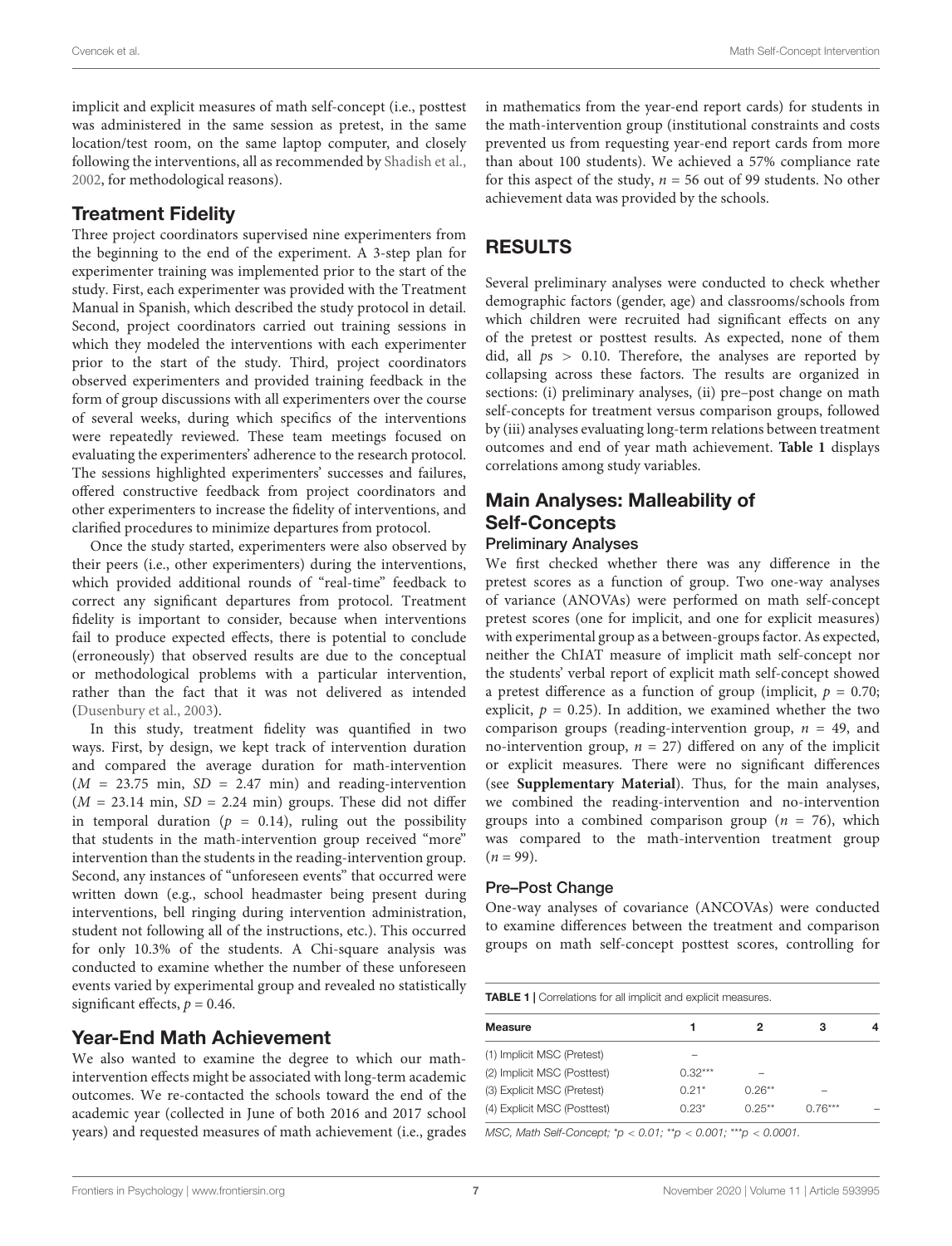implicit and explicit measures of math self-concept (i.e., posttest was administered in the same session as pretest, in the same location/test room, on the same laptop computer, and closely following the interventions, all as recommended by Shadish et al., 2002, for methodological reasons).

## Treatment Fidelity

Three project coordinators supervised nine experimenters from the beginning to the end of the experiment. A 3-step plan for experimenter training was implemented prior to the start of the study. First, each experimenter was provided with the Treatment Manual in Spanish, which described the study protocol in detail. Second, project coordinators carried out training sessions in which they modeled the interventions with each experimenter prior to the start of the study. Third, project coordinators observed experimenters and provided training feedback in the form of group discussions with all experimenters over the course of several weeks, during which specifics of the interventions were repeatedly reviewed. These team meetings focused on evaluating the experimenters' adherence to the research protocol. The sessions highlighted experimenters' successes and failures, offered constructive feedback from project coordinators and other experimenters to increase the fidelity of interventions, and clarified procedures to minimize departures from protocol.

Once the study started, experimenters were also observed by their peers (i.e., other experimenters) during the interventions, which provided additional rounds of "real-time" feedback to correct any significant departures from protocol. Treatment fidelity is important to consider, because when interventions fail to produce expected effects, there is potential to conclude (erroneously) that observed results are due to the conceptual or methodological problems with a particular intervention, rather than the fact that it was not delivered as intended (Dusenbury et al., 2003).

In this study, treatment fidelity was quantified in two ways. First, by design, we kept track of intervention duration and compared the average duration for math-intervention ($M$ = 23.75 min, $SD$ = 2.47 min) and reading-intervention ($M$ = 23.14 min, $SD$ = 2.24 min) groups. These did not differ in temporal duration ($p$ = 0.14), ruling out the possibility that students in the math-intervention group received "more" intervention than the students in the reading-intervention group. Second, any instances of "unforeseen events" that occurred were written down (e.g., school headmaster being present during interventions, bell ringing during intervention administration, student not following all of the instructions, etc.). This occurred for only 10.3% of the students. A Chi-square analysis was conducted to examine whether the number of these unforeseen events varied by experimental group and revealed no statistically significant effects, $p$ = 0.46.

## Year-End Math Achievement

We also wanted to examine the degree to which our math-intervention effects might be associated with long-term academic outcomes. We re-contacted the schools toward the end of the academic year (collected in June of both 2016 and 2017 school years) and requested measures of math achievement (i.e., grades in mathematics from the year-end report cards) for students in the math-intervention group (institutional constraints and costs prevented us from requesting year-end report cards from more than about 100 students). We achieved a 57% compliance rate for this aspect of the study, $n$ = 56 out of 99 students. No other achievement data was provided by the schools.

# RESULTS

Several preliminary analyses were conducted to check whether demographic factors (gender, age) and classrooms/schools from which children were recruited had significant effects on any of the pretest or posttest results. As expected, none of them did, all $p$s > 0.10. Therefore, the analyses are reported by collapsing across these factors. The results are organized in sections: (i) preliminary analyses, (ii) pre–post change on math self-concepts for treatment versus comparison groups, followed by (iii) analyses evaluating long-term relations between treatment outcomes and end of year math achievement. **Table 1** displays correlations among study variables.

## Main Analyses: Malleability of Self-Concepts

### Preliminary Analyses

We first checked whether there was any difference in the pretest scores as a function of group. Two one-way analyses of variance (ANOVAs) were performed on math self-concept pretest scores (one for implicit, and one for explicit measures) with experimental group as a between-groups factor. As expected, neither the ChIAT measure of implicit math self-concept nor the students' verbal report of explicit math self-concept showed a pretest difference as a function of group (implicit, $p$ = 0.70; explicit, $p$ = 0.25). In addition, we examined whether the two comparison groups (reading-intervention group, $n$ = 49, and no-intervention group, $n$ = 27) differed on any of the implicit or explicit measures. There were no significant differences (see **Supplementary Material**). Thus, for the main analyses, we combined the reading-intervention and no-intervention groups into a combined comparison group ($n$ = 76), which was compared to the math-intervention treatment group ($n$ = 99).

### Pre–Post Change

One-way analyses of covariance (ANCOVAs) were conducted to examine differences between the treatment and comparison groups on math self-concept posttest scores, controlling for

**TABLE 1** | Correlations for all implicit and explicit measures.

| Measure | 1 | 2 | 3 | 4 |
|---|---|---|---|---|
| (1) Implicit MSC (Pretest) | – | | | |
| (2) Implicit MSC (Posttest) | 0.32*** | – | | |
| (3) Explicit MSC (Pretest) | 0.21* | 0.26** | – | |
| (4) Explicit MSC (Posttest) | 0.23* | 0.25** | 0.76*** | – |

*MSC, Math Self-Concept; *p < 0.01; **p < 0.001; ***p < 0.0001.*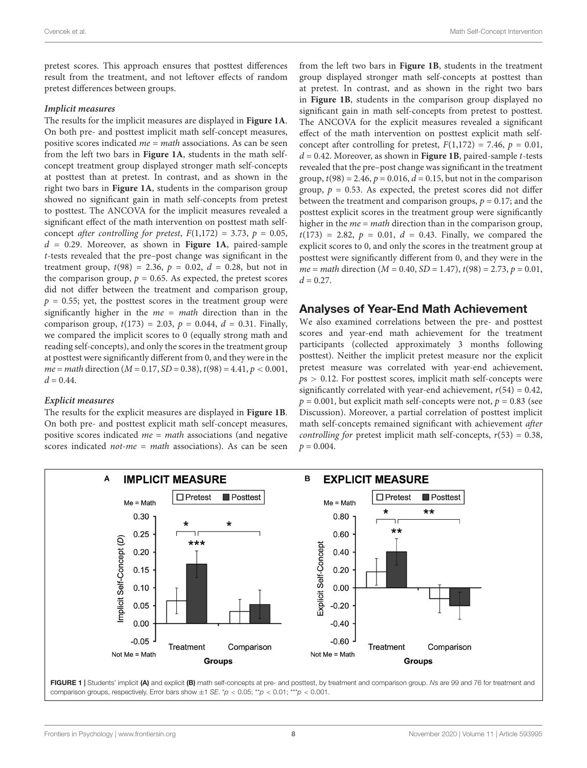pretest scores. This approach ensures that posttest differences result from the treatment, and not leftover effects of random pretest differences between groups.

#### *Implicit measures*

The results for the implicit measures are displayed in **Figure 1A**. On both pre- and posttest implicit math self-concept measures, positive scores indicated *me = math* associations. As can be seen from the left two bars in **Figure 1A**, students in the math self-concept treatment group displayed stronger math self-concepts at posttest than at pretest. In contrast, and as shown in the right two bars in **Figure 1A**, students in the comparison group showed no significant gain in math self-concepts from pretest to posttest. The ANCOVA for the implicit measures revealed a significant effect of the math intervention on posttest math self-concept *after controlling for pretest*, $F(1,172) = 3.73$, $p = 0.05$, $d = 0.29$. Moreover, as shown in **Figure 1A**, paired-sample *t*-tests revealed that the pre–post change was significant in the treatment group, $t(98) = 2.36$, $p = 0.02$, $d = 0.28$, but not in the comparison group, $p = 0.65$. As expected, the pretest scores did not differ between the treatment and comparison group, $p = 0.55$; yet, the posttest scores in the treatment group were significantly higher in the *me = math* direction than in the comparison group, $t(173) = 2.03$, $p = 0.044$, $d = 0.31$. Finally, we compared the implicit scores to 0 (equally strong math and reading self-concepts), and only the scores in the treatment group at posttest were significantly different from 0, and they were in the *me = math* direction ($M = 0.17$, $SD = 0.38$), $t(98) = 4.41$, $p < 0.001$, $d = 0.44$.

#### *Explicit measures*

The results for the explicit measures are displayed in **Figure 1B**. On both pre- and posttest explicit math self-concept measures, positive scores indicated *me = math* associations (and negative scores indicated *not-me = math* associations). As can be seen from the left two bars in **Figure 1B**, students in the treatment group displayed stronger math self-concepts at posttest than at pretest. In contrast, and as shown in the right two bars in **Figure 1B**, students in the comparison group displayed no significant gain in math self-concepts from pretest to posttest. The ANCOVA for the explicit measures revealed a significant effect of the math intervention on posttest explicit math self-concept after controlling for pretest, $F(1,172) = 7.46$, $p = 0.01$, $d = 0.42$. Moreover, as shown in **Figure 1B**, paired-sample *t*-tests revealed that the pre–post change was significant in the treatment group, $t(98) = 2.46$, $p = 0.016$, $d = 0.15$, but not in the comparison group, $p = 0.53$. As expected, the pretest scores did not differ between the treatment and comparison groups, $p = 0.17$; and the posttest explicit scores in the treatment group were significantly higher in the *me = math* direction than in the comparison group, $t(173) = 2.82$, $p = 0.01$, $d = 0.43$. Finally, we compared the explicit scores to 0, and only the scores in the treatment group at posttest were significantly different from 0, and they were in the *me = math* direction ($M = 0.40$, $SD = 1.47$), $t(98) = 2.73$, $p = 0.01$, $d = 0.27$.

## Analyses of Year-End Math Achievement

We also examined correlations between the pre- and posttest scores and year-end math achievement for the treatment participants (collected approximately 3 months following posttest). Neither the implicit pretest measure nor the explicit pretest measure was correlated with year-end achievement, $p$s $> 0.12$. For posttest scores, implicit math self-concepts were significantly correlated with year-end achievement, $r(54) = 0.42$, $p = 0.001$, but explicit math self-concepts were not, $p = 0.83$ (see Discussion). Moreover, a partial correlation of posttest implicit math self-concepts remained significant with achievement *after controlling for* pretest implicit math self-concepts, $r(53) = 0.38$, $p = 0.004$.

**FIGURE 1 |** Students' implicit **(A)** and explicit **(B)** math self-concepts at pre- and posttest, by treatment and comparison group. *N*s are 99 and 76 for treatment and comparison groups, respectively. Error bars show ±1 *SE*. \*$p < 0.05$; \*\*$p < 0.01$; \*\*\*$p < 0.001$.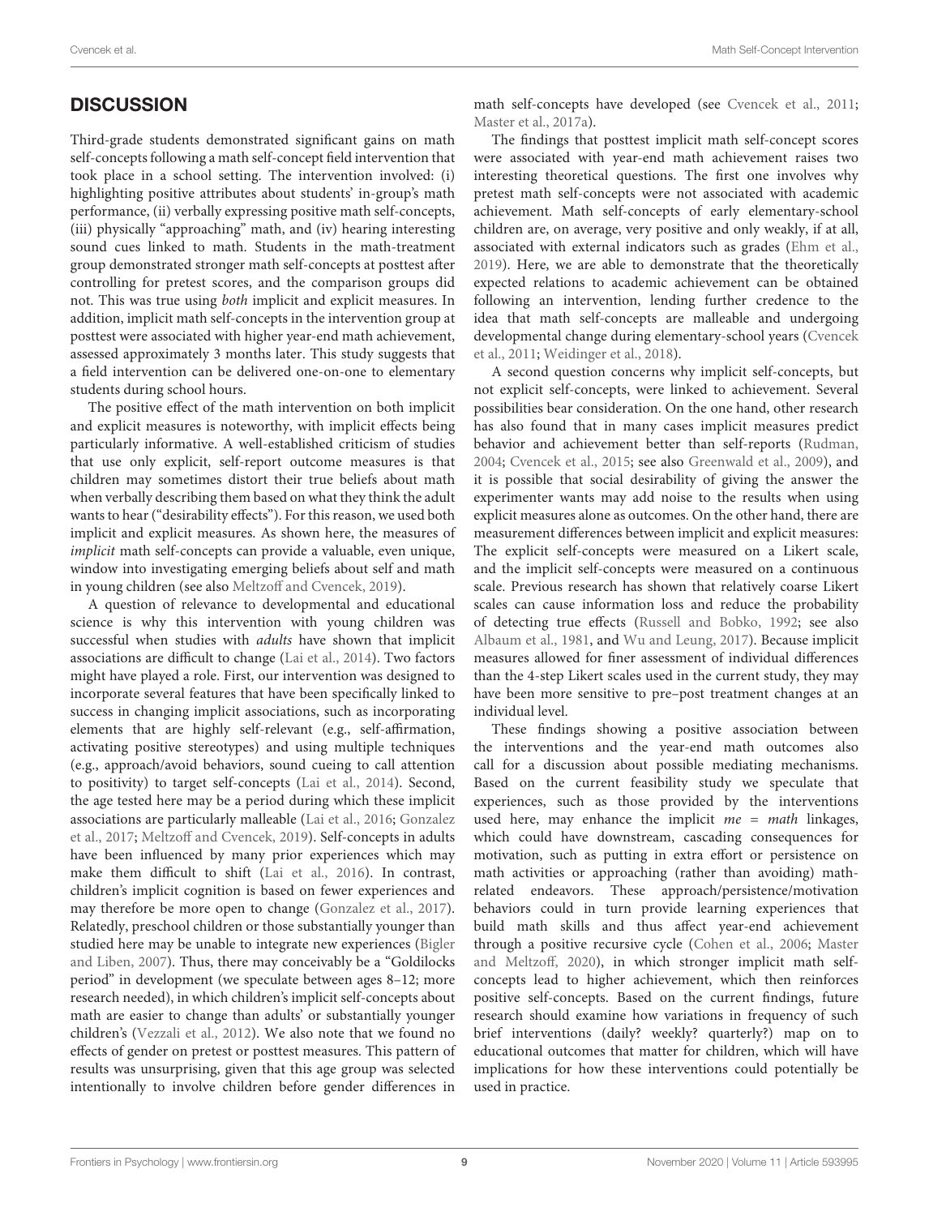## DISCUSSION

Third-grade students demonstrated significant gains on math self-concepts following a math self-concept field intervention that took place in a school setting. The intervention involved: (i) highlighting positive attributes about students' in-group's math performance, (ii) verbally expressing positive math self-concepts, (iii) physically "approaching" math, and (iv) hearing interesting sound cues linked to math. Students in the math-treatment group demonstrated stronger math self-concepts at posttest after controlling for pretest scores, and the comparison groups did not. This was true using *both* implicit and explicit measures. In addition, implicit math self-concepts in the intervention group at posttest were associated with higher year-end math achievement, assessed approximately 3 months later. This study suggests that a field intervention can be delivered one-on-one to elementary students during school hours.

The positive effect of the math intervention on both implicit and explicit measures is noteworthy, with implicit effects being particularly informative. A well-established criticism of studies that use only explicit, self-report outcome measures is that children may sometimes distort their true beliefs about math when verbally describing them based on what they think the adult wants to hear ("desirability effects"). For this reason, we used both implicit and explicit measures. As shown here, the measures of *implicit* math self-concepts can provide a valuable, even unique, window into investigating emerging beliefs about self and math in young children (see also Meltzoff and Cvencek, 2019).

A question of relevance to developmental and educational science is why this intervention with young children was successful when studies with *adults* have shown that implicit associations are difficult to change (Lai et al., 2014). Two factors might have played a role. First, our intervention was designed to incorporate several features that have been specifically linked to success in changing implicit associations, such as incorporating elements that are highly self-relevant (e.g., self-affirmation, activating positive stereotypes) and using multiple techniques (e.g., approach/avoid behaviors, sound cueing to call attention to positivity) to target self-concepts (Lai et al., 2014). Second, the age tested here may be a period during which these implicit associations are particularly malleable (Lai et al., 2016; Gonzalez et al., 2017; Meltzoff and Cvencek, 2019). Self-concepts in adults have been influenced by many prior experiences which may make them difficult to shift (Lai et al., 2016). In contrast, children's implicit cognition is based on fewer experiences and may therefore be more open to change (Gonzalez et al., 2017). Relatedly, preschool children or those substantially younger than studied here may be unable to integrate new experiences (Bigler and Liben, 2007). Thus, there may conceivably be a "Goldilocks period" in development (we speculate between ages 8–12; more research needed), in which children's implicit self-concepts about math are easier to change than adults' or substantially younger children's (Vezzali et al., 2012). We also note that we found no effects of gender on pretest or posttest measures. This pattern of results was unsurprising, given that this age group was selected intentionally to involve children before gender differences in math self-concepts have developed (see Cvencek et al., 2011; Master et al., 2017a).

The findings that posttest implicit math self-concept scores were associated with year-end math achievement raises two interesting theoretical questions. The first one involves why pretest math self-concepts were not associated with academic achievement. Math self-concepts of early elementary-school children are, on average, very positive and only weakly, if at all, associated with external indicators such as grades (Ehm et al., 2019). Here, we are able to demonstrate that the theoretically expected relations to academic achievement can be obtained following an intervention, lending further credence to the idea that math self-concepts are malleable and undergoing developmental change during elementary-school years (Cvencek et al., 2011; Weidinger et al., 2018).

A second question concerns why implicit self-concepts, but not explicit self-concepts, were linked to achievement. Several possibilities bear consideration. On the one hand, other research has also found that in many cases implicit measures predict behavior and achievement better than self-reports (Rudman, 2004; Cvencek et al., 2015; see also Greenwald et al., 2009), and it is possible that social desirability of giving the answer the experimenter wants may add noise to the results when using explicit measures alone as outcomes. On the other hand, there are measurement differences between implicit and explicit measures: The explicit self-concepts were measured on a Likert scale, and the implicit self-concepts were measured on a continuous scale. Previous research has shown that relatively coarse Likert scales can cause information loss and reduce the probability of detecting true effects (Russell and Bobko, 1992; see also Albaum et al., 1981, and Wu and Leung, 2017). Because implicit measures allowed for finer assessment of individual differences than the 4-step Likert scales used in the current study, they may have been more sensitive to pre–post treatment changes at an individual level.

These findings showing a positive association between the interventions and the year-end math outcomes also call for a discussion about possible mediating mechanisms. Based on the current feasibility study we speculate that experiences, such as those provided by the interventions used here, may enhance the implicit *me = math* linkages, which could have downstream, cascading consequences for motivation, such as putting in extra effort or persistence on math activities or approaching (rather than avoiding) math-related endeavors. These approach/persistence/motivation behaviors could in turn provide learning experiences that build math skills and thus affect year-end achievement through a positive recursive cycle (Cohen et al., 2006; Master and Meltzoff, 2020), in which stronger implicit math self-concepts lead to higher achievement, which then reinforces positive self-concepts. Based on the current findings, future research should examine how variations in frequency of such brief interventions (daily? weekly? quarterly?) map on to educational outcomes that matter for children, which will have implications for how these interventions could potentially be used in practice.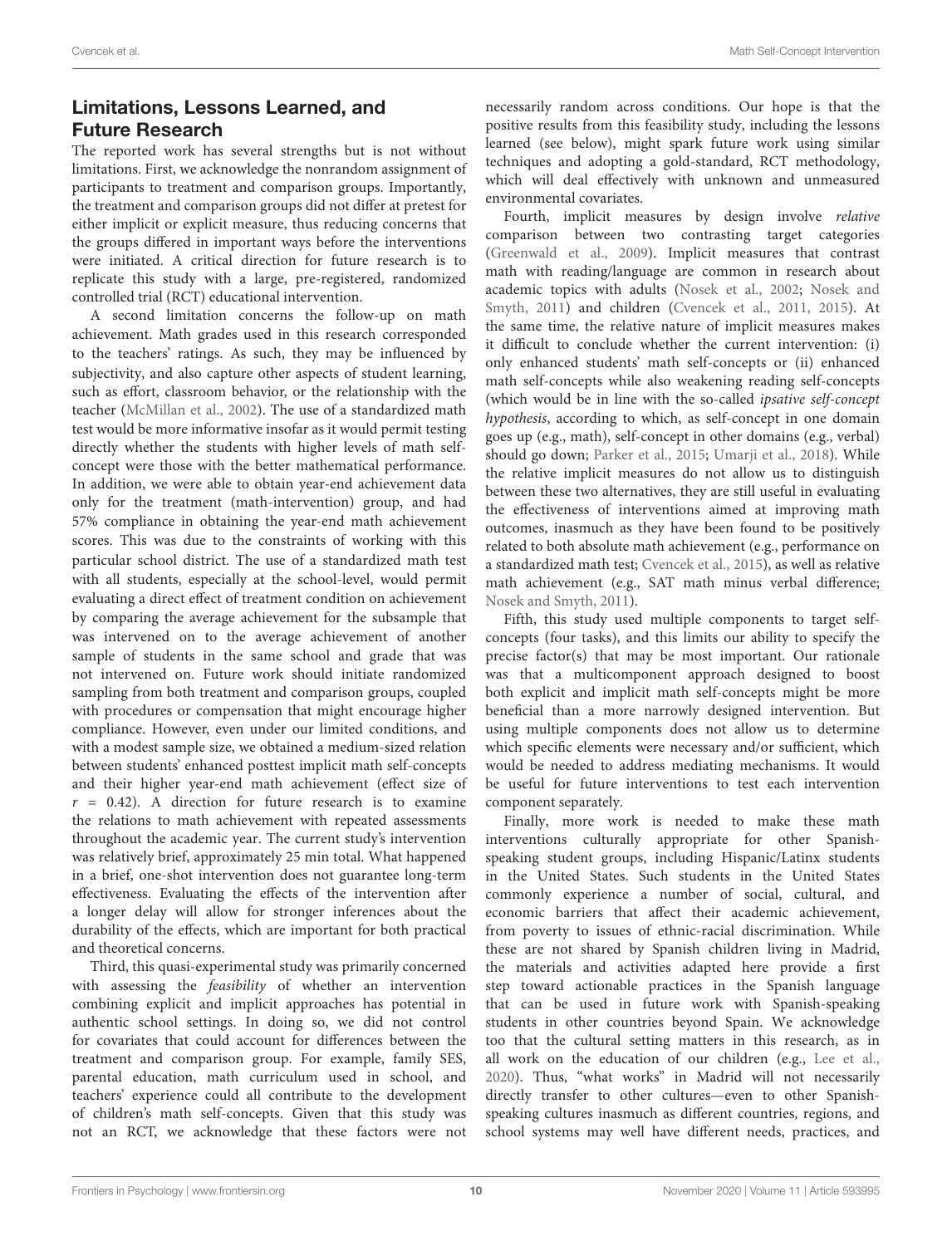## Limitations, Lessons Learned, and Future Research

The reported work has several strengths but is not without limitations. First, we acknowledge the nonrandom assignment of participants to treatment and comparison groups. Importantly, the treatment and comparison groups did not differ at pretest for either implicit or explicit measure, thus reducing concerns that the groups differed in important ways before the interventions were initiated. A critical direction for future research is to replicate this study with a large, pre-registered, randomized controlled trial (RCT) educational intervention.

A second limitation concerns the follow-up on math achievement. Math grades used in this research corresponded to the teachers' ratings. As such, they may be influenced by subjectivity, and also capture other aspects of student learning, such as effort, classroom behavior, or the relationship with the teacher (McMillan et al., 2002). The use of a standardized math test would be more informative insofar as it would permit testing directly whether the students with higher levels of math self-concept were those with the better mathematical performance. In addition, we were able to obtain year-end achievement data only for the treatment (math-intervention) group, and had 57% compliance in obtaining the year-end math achievement scores. This was due to the constraints of working with this particular school district. The use of a standardized math test with all students, especially at the school-level, would permit evaluating a direct effect of treatment condition on achievement by comparing the average achievement for the subsample that was intervened on to the average achievement of another sample of students in the same school and grade that was not intervened on. Future work should initiate randomized sampling from both treatment and comparison groups, coupled with procedures or compensation that might encourage higher compliance. However, even under our limited conditions, and with a modest sample size, we obtained a medium-sized relation between students' enhanced posttest implicit math self-concepts and their higher year-end math achievement (effect size of $r = 0.42$). A direction for future research is to examine the relations to math achievement with repeated assessments throughout the academic year. The current study's intervention was relatively brief, approximately 25 min total. What happened in a brief, one-shot intervention does not guarantee long-term effectiveness. Evaluating the effects of the intervention after a longer delay will allow for stronger inferences about the durability of the effects, which are important for both practical and theoretical concerns.

Third, this quasi-experimental study was primarily concerned with assessing the *feasibility* of whether an intervention combining explicit and implicit approaches has potential in authentic school settings. In doing so, we did not control for covariates that could account for differences between the treatment and comparison group. For example, family SES, parental education, math curriculum used in school, and teachers' experience could all contribute to the development of children's math self-concepts. Given that this study was not an RCT, we acknowledge that these factors were not necessarily random across conditions. Our hope is that the positive results from this feasibility study, including the lessons learned (see below), might spark future work using similar techniques and adopting a gold-standard, RCT methodology, which will deal effectively with unknown and unmeasured environmental covariates.

Fourth, implicit measures by design involve *relative* comparison between two contrasting target categories (Greenwald et al., 2009). Implicit measures that contrast math with reading/language are common in research about academic topics with adults (Nosek et al., 2002; Nosek and Smyth, 2011) and children (Cvencek et al., 2011, 2015). At the same time, the relative nature of implicit measures makes it difficult to conclude whether the current intervention: (i) only enhanced students' math self-concepts or (ii) enhanced math self-concepts while also weakening reading self-concepts (which would be in line with the so-called *ipsative self-concept hypothesis*, according to which, as self-concept in one domain goes up (e.g., math), self-concept in other domains (e.g., verbal) should go down; Parker et al., 2015; Umarji et al., 2018). While the relative implicit measures do not allow us to distinguish between these two alternatives, they are still useful in evaluating the effectiveness of interventions aimed at improving math outcomes, inasmuch as they have been found to be positively related to both absolute math achievement (e.g., performance on a standardized math test; Cvencek et al., 2015), as well as relative math achievement (e.g., SAT math minus verbal difference; Nosek and Smyth, 2011).

Fifth, this study used multiple components to target self-concepts (four tasks), and this limits our ability to specify the precise factor(s) that may be most important. Our rationale was that a multicomponent approach designed to boost both explicit and implicit math self-concepts might be more beneficial than a more narrowly designed intervention. But using multiple components does not allow us to determine which specific elements were necessary and/or sufficient, which would be needed to address mediating mechanisms. It would be useful for future interventions to test each intervention component separately.

Finally, more work is needed to make these math interventions culturally appropriate for other Spanish-speaking student groups, including Hispanic/Latinx students in the United States. Such students in the United States commonly experience a number of social, cultural, and economic barriers that affect their academic achievement, from poverty to issues of ethnic-racial discrimination. While these are not shared by Spanish children living in Madrid, the materials and activities adapted here provide a first step toward actionable practices in the Spanish language that can be used in future work with Spanish-speaking students in other countries beyond Spain. We acknowledge too that the cultural setting matters in this research, as in all work on the education of our children (e.g., Lee et al., 2020). Thus, "what works" in Madrid will not necessarily directly transfer to other cultures—even to other Spanish-speaking cultures inasmuch as different countries, regions, and school systems may well have different needs, practices, and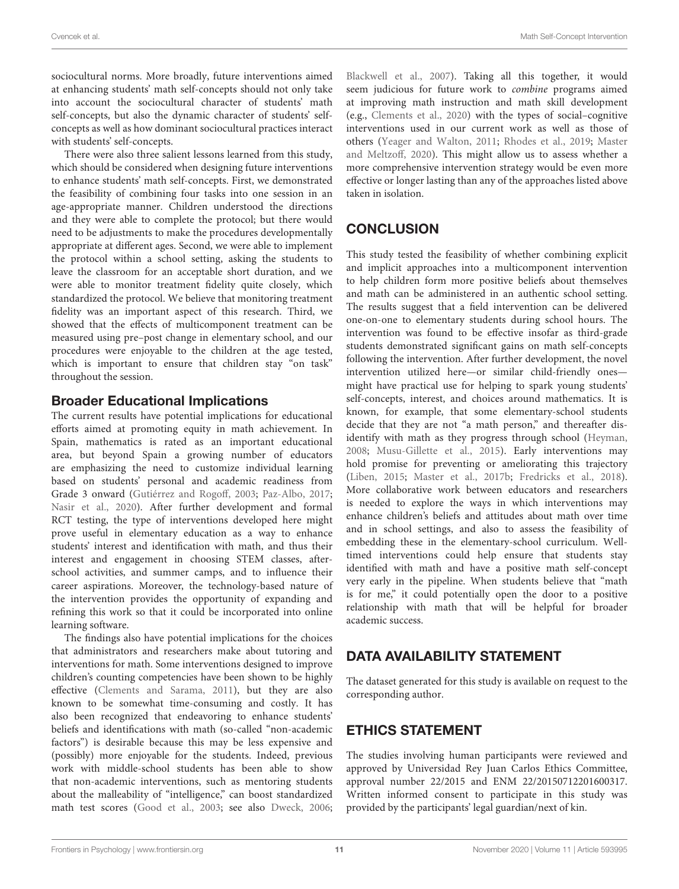sociocultural norms. More broadly, future interventions aimed at enhancing students' math self-concepts should not only take into account the sociocultural character of students' math self-concepts, but also the dynamic character of students' self-concepts as well as how dominant sociocultural practices interact with students' self-concepts.

There were also three salient lessons learned from this study, which should be considered when designing future interventions to enhance students' math self-concepts. First, we demonstrated the feasibility of combining four tasks into one session in an age-appropriate manner. Children understood the directions and they were able to complete the protocol; but there would need to be adjustments to make the procedures developmentally appropriate at different ages. Second, we were able to implement the protocol within a school setting, asking the students to leave the classroom for an acceptable short duration, and we were able to monitor treatment fidelity quite closely, which standardized the protocol. We believe that monitoring treatment fidelity was an important aspect of this research. Third, we showed that the effects of multicomponent treatment can be measured using pre–post change in elementary school, and our procedures were enjoyable to the children at the age tested, which is important to ensure that children stay "on task" throughout the session.

### Broader Educational Implications

The current results have potential implications for educational efforts aimed at promoting equity in math achievement. In Spain, mathematics is rated as an important educational area, but beyond Spain a growing number of educators are emphasizing the need to customize individual learning based on students' personal and academic readiness from Grade 3 onward (Gutiérrez and Rogoff, 2003; Paz-Albo, 2017; Nasir et al., 2020). After further development and formal RCT testing, the type of interventions developed here might prove useful in elementary education as a way to enhance students' interest and identification with math, and thus their interest and engagement in choosing STEM classes, after-school activities, and summer camps, and to influence their career aspirations. Moreover, the technology-based nature of the intervention provides the opportunity of expanding and refining this work so that it could be incorporated into online learning software.

The findings also have potential implications for the choices that administrators and researchers make about tutoring and interventions for math. Some interventions designed to improve children's counting competencies have been shown to be highly effective (Clements and Sarama, 2011), but they are also known to be somewhat time-consuming and costly. It has also been recognized that endeavoring to enhance students' beliefs and identifications with math (so-called "non-academic factors") is desirable because this may be less expensive and (possibly) more enjoyable for the students. Indeed, previous work with middle-school students has been able to show that non-academic interventions, such as mentoring students about the malleability of "intelligence," can boost standardized math test scores (Good et al., 2003; see also Dweck, 2006; Blackwell et al., 2007). Taking all this together, it would seem judicious for future work to *combine* programs aimed at improving math instruction and math skill development (e.g., Clements et al., 2020) with the types of social–cognitive interventions used in our current work as well as those of others (Yeager and Walton, 2011; Rhodes et al., 2019; Master and Meltzoff, 2020). This might allow us to assess whether a more comprehensive intervention strategy would be even more effective or longer lasting than any of the approaches listed above taken in isolation.

## CONCLUSION

This study tested the feasibility of whether combining explicit and implicit approaches into a multicomponent intervention to help children form more positive beliefs about themselves and math can be administered in an authentic school setting. The results suggest that a field intervention can be delivered one-on-one to elementary students during school hours. The intervention was found to be effective insofar as third-grade students demonstrated significant gains on math self-concepts following the intervention. After further development, the novel intervention utilized here—or similar child-friendly ones—might have practical use for helping to spark young students' self-concepts, interest, and choices around mathematics. It is known, for example, that some elementary-school students decide that they are not "a math person," and thereafter dis-identify with math as they progress through school (Heyman, 2008; Musu-Gillette et al., 2015). Early interventions may hold promise for preventing or ameliorating this trajectory (Liben, 2015; Master et al., 2017b; Fredricks et al., 2018). More collaborative work between educators and researchers is needed to explore the ways in which interventions may enhance children's beliefs and attitudes about math over time and in school settings, and also to assess the feasibility of embedding these in the elementary-school curriculum. Well-timed interventions could help ensure that students stay identified with math and have a positive math self-concept very early in the pipeline. When students believe that "math is for me," it could potentially open the door to a positive relationship with math that will be helpful for broader academic success.

## DATA AVAILABILITY STATEMENT

The dataset generated for this study is available on request to the corresponding author.

## ETHICS STATEMENT

The studies involving human participants were reviewed and approved by Universidad Rey Juan Carlos Ethics Committee, approval number 22/2015 and ENM 22/20150712201600317. Written informed consent to participate in this study was provided by the participants' legal guardian/next of kin.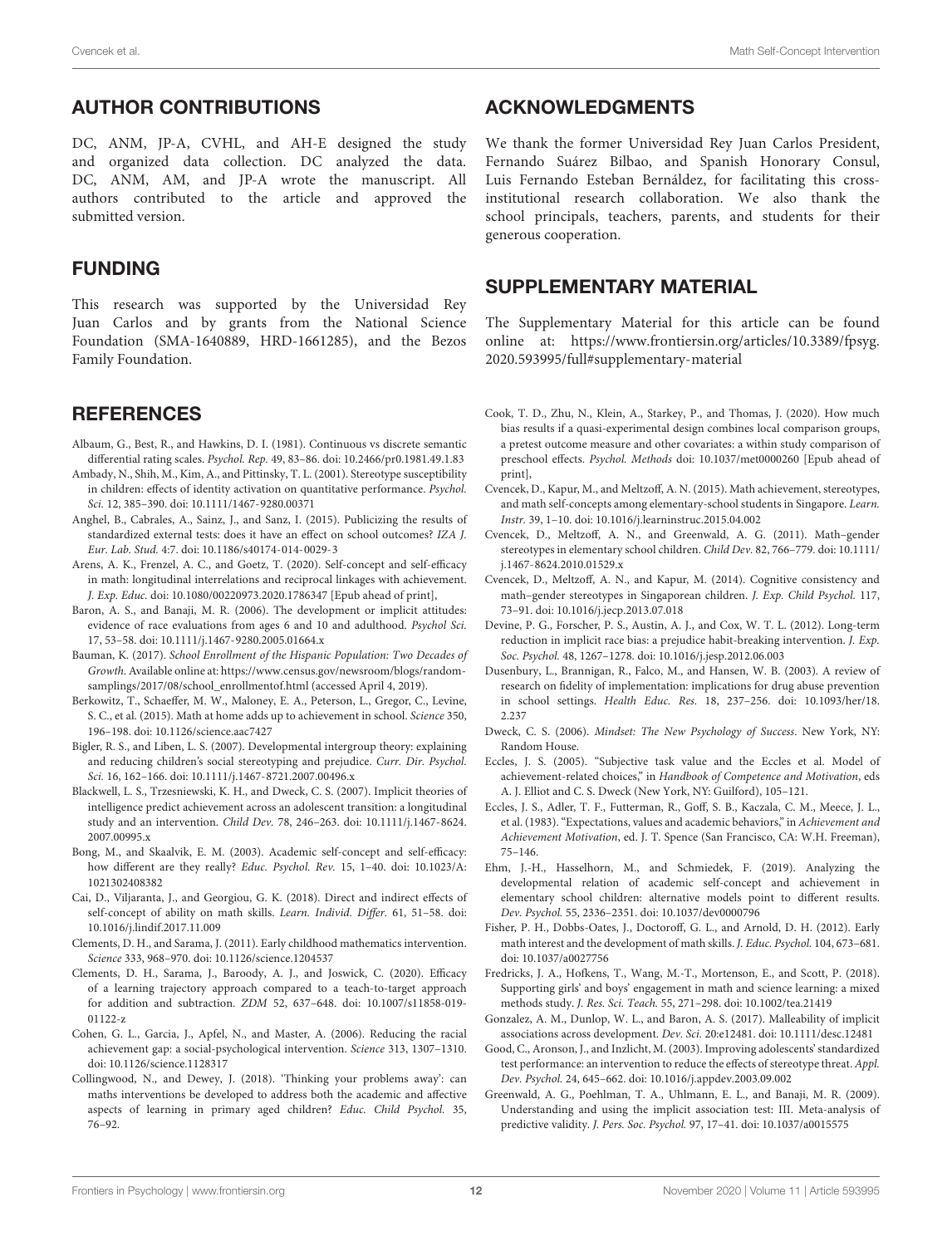## AUTHOR CONTRIBUTIONS

DC, ANM, JP-A, CVHL, and AH-E designed the study and organized data collection. DC analyzed the data. DC, ANM, AM, and JP-A wrote the manuscript. All authors contributed to the article and approved the submitted version.

## FUNDING

This research was supported by the Universidad Rey Juan Carlos and by grants from the National Science Foundation (SMA-1640889, HRD-1661285), and the Bezos Family Foundation.

## ACKNOWLEDGMENTS

We thank the former Universidad Rey Juan Carlos President, Fernando Suárez Bilbao, and Spanish Honorary Consul, Luis Fernando Esteban Bernáldez, for facilitating this cross-institutional research collaboration. We also thank the school principals, teachers, parents, and students for their generous cooperation.

## SUPPLEMENTARY MATERIAL

The Supplementary Material for this article can be found online at: https://www.frontiersin.org/articles/10.3389/fpsyg.2020.593995/full#supplementary-material

## REFERENCES

Albaum, G., Best, R., and Hawkins, D. I. (1981). Continuous vs discrete semantic differential rating scales. *Psychol. Rep.* 49, 83–86. doi: 10.2466/pr0.1981.49.1.83

Ambady, N., Shih, M., Kim, A., and Pittinsky, T. L. (2001). Stereotype susceptibility in children: effects of identity activation on quantitative performance. *Psychol. Sci.* 12, 385–390. doi: 10.1111/1467-9280.00371

Anghel, B., Cabrales, A., Sainz, J., and Sanz, I. (2015). Publicizing the results of standardized external tests: does it have an effect on school outcomes? *IZA J. Eur. Lab. Stud.* 4:7. doi: 10.1186/s40174-014-0029-3

Arens, A. K., Frenzel, A. C., and Goetz, T. (2020). Self-concept and self-efficacy in math: longitudinal interrelations and reciprocal linkages with achievement. *J. Exp. Educ.* doi: 10.1080/00220973.2020.1786347 [Epub ahead of print],

Baron, A. S., and Banaji, M. R. (2006). The development or implicit attitudes: evidence of race evaluations from ages 6 and 10 and adulthood. *Psychol Sci.* 17, 53–58. doi: 10.1111/j.1467-9280.2005.01664.x

Bauman, K. (2017). *School Enrollment of the Hispanic Population: Two Decades of Growth.* Available online at: https://www.census.gov/newsroom/blogs/random-samplings/2017/08/school_enrollmentof.html (accessed April 4, 2019).

Berkowitz, T., Schaeffer, M. W., Maloney, E. A., Peterson, L., Gregor, C., Levine, S. C., et al. (2015). Math at home adds up to achievement in school. *Science* 350, 196–198. doi: 10.1126/science.aac7427

Bigler, R. S., and Liben, L. S. (2007). Developmental intergroup theory: explaining and reducing children's social stereotyping and prejudice. *Curr. Dir. Psychol. Sci.* 16, 162–166. doi: 10.1111/j.1467-8721.2007.00496.x

Blackwell, L. S., Trzesniewski, K. H., and Dweck, C. S. (2007). Implicit theories of intelligence predict achievement across an adolescent transition: a longitudinal study and an intervention. *Child Dev.* 78, 246–263. doi: 10.1111/j.1467-8624.2007.00995.x

Bong, M., and Skaalvik, E. M. (2003). Academic self-concept and self-efficacy: how different are they really? *Educ. Psychol. Rev.* 15, 1–40. doi: 10.1023/A:1021302408382

Cai, D., Viljaranta, J., and Georgiou, G. K. (2018). Direct and indirect effects of self-concept of ability on math skills. *Learn. Individ. Differ.* 61, 51–58. doi: 10.1016/j.lindif.2017.11.009

Clements, D. H., and Sarama, J. (2011). Early childhood mathematics intervention. *Science* 333, 968–970. doi: 10.1126/science.1204537

Clements, D. H., Sarama, J., Baroody, A. J., and Joswick, C. (2020). Efficacy of a learning trajectory approach compared to a teach-to-target approach for addition and subtraction. *ZDM* 52, 637–648. doi: 10.1007/s11858-019-01122-z

Cohen, G. L., Garcia, J., Apfel, N., and Master, A. (2006). Reducing the racial achievement gap: a social-psychological intervention. *Science* 313, 1307–1310. doi: 10.1126/science.1128317

Collingwood, N., and Dewey, J. (2018). 'Thinking your problems away': can maths interventions be developed to address both the academic and affective aspects of learning in primary aged children? *Educ. Child Psychol.* 35, 76–92.

Cook, T. D., Zhu, N., Klein, A., Starkey, P., and Thomas, J. (2020). How much bias results if a quasi-experimental design combines local comparison groups, a pretest outcome measure and other covariates: a within study comparison of preschool effects. *Psychol. Methods* doi: 10.1037/met0000260 [Epub ahead of print],

Cvencek, D., Kapur, M., and Meltzoff, A. N. (2015). Math achievement, stereotypes, and math self-concepts among elementary-school students in Singapore. *Learn. Instr.* 39, 1–10. doi: 10.1016/j.learninstruc.2015.04.002

Cvencek, D., Meltzoff, A. N., and Greenwald, A. G. (2011). Math–gender stereotypes in elementary school children. *Child Dev.* 82, 766–779. doi: 10.1111/j.1467-8624.2010.01529.x

Cvencek, D., Meltzoff, A. N., and Kapur, M. (2014). Cognitive consistency and math–gender stereotypes in Singaporean children. *J. Exp. Child Psychol.* 117, 73–91. doi: 10.1016/j.jecp.2013.07.018

Devine, P. G., Forscher, P. S., Austin, A. J., and Cox, W. T. L. (2012). Long-term reduction in implicit race bias: a prejudice habit-breaking intervention. *J. Exp. Soc. Psychol.* 48, 1267–1278. doi: 10.1016/j.jesp.2012.06.003

Dusenbury, L., Brannigan, R., Falco, M., and Hansen, W. B. (2003). A review of research on fidelity of implementation: implications for drug abuse prevention in school settings. *Health Educ. Res.* 18, 237–256. doi: 10.1093/her/18.2.237

Dweck, C. S. (2006). *Mindset: The New Psychology of Success*. New York, NY: Random House.

Eccles, J. S. (2005). "Subjective task value and the Eccles et al. Model of achievement-related choices," in *Handbook of Competence and Motivation*, eds A. J. Elliot and C. S. Dweck (New York, NY: Guilford), 105–121.

Eccles, J. S., Adler, T. F., Futterman, R., Goff, S. B., Kaczala, C. M., Meece, J. L., et al. (1983). "Expectations, values and academic behaviors," in *Achievement and Achievement Motivation*, ed. J. T. Spence (San Francisco, CA: W.H. Freeman), 75–146.

Ehm, J.-H., Hasselhorn, M., and Schmiedek, F. (2019). Analyzing the developmental relation of academic self-concept and achievement in elementary school children: alternative models point to different results. *Dev. Psychol.* 55, 2336–2351. doi: 10.1037/dev0000796

Fisher, P. H., Dobbs-Oates, J., Doctoroff, G. L., and Arnold, D. H. (2012). Early math interest and the development of math skills. *J. Educ. Psychol.* 104, 673–681. doi: 10.1037/a0027756

Fredricks, J. A., Hofkens, T., Wang, M.-T., Mortenson, E., and Scott, P. (2018). Supporting girls' and boys' engagement in math and science learning: a mixed methods study. *J. Res. Sci. Teach.* 55, 271–298. doi: 10.1002/tea.21419

Gonzalez, A. M., Dunlop, W. L., and Baron, A. S. (2017). Malleability of implicit associations across development. *Dev. Sci.* 20:e12481. doi: 10.1111/desc.12481

Good, C., Aronson, J., and Inzlicht, M. (2003). Improving adolescents' standardized test performance: an intervention to reduce the effects of stereotype threat. *Appl. Dev. Psychol.* 24, 645–662. doi: 10.1016/j.appdev.2003.09.002

Greenwald, A. G., Poehlman, T. A., Uhlmann, E. L., and Banaji, M. R. (2009). Understanding and using the implicit association test: III. Meta-analysis of predictive validity. *J. Pers. Soc. Psychol.* 97, 17–41. doi: 10.1037/a0015575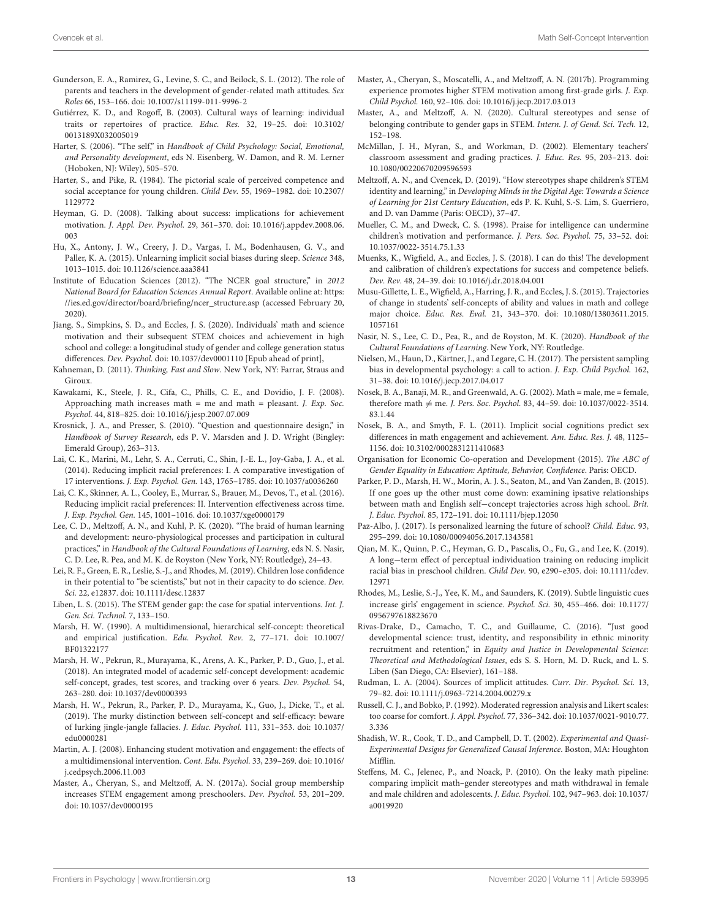Gunderson, E. A., Ramirez, G., Levine, S. C., and Beilock, S. L. (2012). The role of parents and teachers in the development of gender-related math attitudes. *Sex Roles* 66, 153–166. doi: 10.1007/s11199-011-9996-2

Gutiérrez, K. D., and Rogoff, B. (2003). Cultural ways of learning: individual traits or repertoires of practice. *Educ. Res.* 32, 19–25. doi: 10.3102/0013189X032005019

Harter, S. (2006). "The self," in *Handbook of Child Psychology: Social, Emotional, and Personality development*, eds N. Eisenberg, W. Damon, and R. M. Lerner (Hoboken, NJ: Wiley), 505–570.

Harter, S., and Pike, R. (1984). The pictorial scale of perceived competence and social acceptance for young children. *Child Dev.* 55, 1969–1982. doi: 10.2307/1129772

Heyman, G. D. (2008). Talking about success: implications for achievement motivation. *J. Appl. Dev. Psychol.* 29, 361–370. doi: 10.1016/j.appdev.2008.06.003

Hu, X., Antony, J. W., Creery, J. D., Vargas, I. M., Bodenhausen, G. V., and Paller, K. A. (2015). Unlearning implicit social biases during sleep. *Science* 348, 1013–1015. doi: 10.1126/science.aaa3841

Institute of Education Sciences (2012). "The NCER goal structure," in *2012 National Board for Education Sciences Annual Report*. Available online at: https://ies.ed.gov/director/board/briefing/ncer_structure.asp (accessed February 20, 2020).

Jiang, S., Simpkins, S. D., and Eccles, J. S. (2020). Individuals' math and science motivation and their subsequent STEM choices and achievement in high school and college: a longitudinal study of gender and college generation status differences. *Dev. Psychol.* doi: 10.1037/dev0001110 [Epub ahead of print],

Kahneman, D. (2011). *Thinking, Fast and Slow*. New York, NY: Farrar, Straus and Giroux.

Kawakami, K., Steele, J. R., Cifa, C., Phills, C. E., and Dovidio, J. F. (2008). Approaching math increases math = me and math = pleasant. *J. Exp. Soc. Psychol.* 44, 818–825. doi: 10.1016/j.jesp.2007.07.009

Krosnick, J. A., and Presser, S. (2010). "Question and questionnaire design," in *Handbook of Survey Research*, eds P. V. Marsden and J. D. Wright (Bingley: Emerald Group), 263–313.

Lai, C. K., Marini, M., Lehr, S. A., Cerruti, C., Shin, J.-E. L., Joy-Gaba, J. A., et al. (2014). Reducing implicit racial preferences: I. A comparative investigation of 17 interventions. *J. Exp. Psychol. Gen.* 143, 1765–1785. doi: 10.1037/a0036260

Lai, C. K., Skinner, A. L., Cooley, E., Murrar, S., Brauer, M., Devos, T., et al. (2016). Reducing implicit racial preferences: II. Intervention effectiveness across time. *J. Exp. Psychol. Gen.* 145, 1001–1016. doi: 10.1037/xge0000179

Lee, C. D., Meltzoff, A. N., and Kuhl, P. K. (2020). "The braid of human learning and development: neuro-physiological processes and participation in cultural practices," in *Handbook of the Cultural Foundations of Learning*, eds N. S. Nasir, C. D. Lee, R. Pea, and M. K. de Royston (New York, NY: Routledge), 24–43.

Lei, R. F., Green, E. R., Leslie, S.-J., and Rhodes, M. (2019). Children lose confidence in their potential to "be scientists," but not in their capacity to do science. *Dev. Sci.* 22, e12837. doi: 10.1111/desc.12837

Liben, L. S. (2015). The STEM gender gap: the case for spatial interventions. *Int. J. Gen. Sci. Technol.* 7, 133–150.

Marsh, H. W. (1990). A multidimensional, hierarchical self-concept: theoretical and empirical justification. *Edu. Psychol. Rev.* 2, 77–171. doi: 10.1007/BF01322177

Marsh, H. W., Pekrun, R., Murayama, K., Arens, A. K., Parker, P. D., Guo, J., et al. (2018). An integrated model of academic self-concept development: academic self-concept, grades, test scores, and tracking over 6 years. *Dev. Psychol.* 54, 263–280. doi: 10.1037/dev0000393

Marsh, H. W., Pekrun, R., Parker, P. D., Murayama, K., Guo, J., Dicke, T., et al. (2019). The murky distinction between self-concept and self-efficacy: beware of lurking jingle-jangle fallacies. *J. Educ. Psychol.* 111, 331–353. doi: 10.1037/edu0000281

Martin, A. J. (2008). Enhancing student motivation and engagement: the effects of a multidimensional intervention. *Cont. Edu. Psychol.* 33, 239–269. doi: 10.1016/j.cedpsych.2006.11.003

Master, A., Cheryan, S., and Meltzoff, A. N. (2017a). Social group membership increases STEM engagement among preschoolers. *Dev. Psychol.* 53, 201–209. doi: 10.1037/dev0000195

Master, A., Cheryan, S., Moscatelli, A., and Meltzoff, A. N. (2017b). Programming experience promotes higher STEM motivation among first-grade girls. *J. Exp. Child Psychol.* 160, 92–106. doi: 10.1016/j.jecp.2017.03.013

Master, A., and Meltzoff, A. N. (2020). Cultural stereotypes and sense of belonging contribute to gender gaps in STEM. *Intern. J. of Gend. Sci. Tech.* 12, 152–198.

McMillan, J. H., Myran, S., and Workman, D. (2002). Elementary teachers' classroom assessment and grading practices. *J. Educ. Res.* 95, 203–213. doi: 10.1080/00220670209596593

Meltzoff, A. N., and Cvencek, D. (2019). "How stereotypes shape children's STEM identity and learning," in *Developing Minds in the Digital Age: Towards a Science of Learning for 21st Century Education*, eds P. K. Kuhl, S.-S. Lim, S. Guerriero, and D. van Damme (Paris: OECD), 37–47.

Mueller, C. M., and Dweck, C. S. (1998). Praise for intelligence can undermine children's motivation and performance. *J. Pers. Soc. Psychol.* 75, 33–52. doi: 10.1037/0022-3514.75.1.33

Muenks, K., Wigfield, A., and Eccles, J. S. (2018). I can do this! The development and calibration of children's expectations for success and competence beliefs. *Dev. Rev.* 48, 24–39. doi: 10.1016/j.dr.2018.04.001

Musu-Gillette, L. E., Wigfield, A., Harring, J. R., and Eccles, J. S. (2015). Trajectories of change in students' self-concepts of ability and values in math and college major choice. *Educ. Res. Eval.* 21, 343–370. doi: 10.1080/13803611.2015.1057161

Nasir, N. S., Lee, C. D., Pea, R., and de Royston, M. K. (2020). *Handbook of the Cultural Foundations of Learning*. New York, NY: Routledge.

Nielsen, M., Haun, D., Kärtner, J., and Legare, C. H. (2017). The persistent sampling bias in developmental psychology: a call to action. *J. Exp. Child Psychol.* 162, 31–38. doi: 10.1016/j.jecp.2017.04.017

Nosek, B. A., Banaji, M. R., and Greenwald, A. G. (2002). Math = male, me = female, therefore math ≠ me. *J. Pers. Soc. Psychol.* 83, 44–59. doi: 10.1037/0022-3514.83.1.44

Nosek, B. A., and Smyth, F. L. (2011). Implicit social cognitions predict sex differences in math engagement and achievement. *Am. Educ. Res. J.* 48, 1125–1156. doi: 10.3102/0002831211410683

Organisation for Economic Co-operation and Development (2015). *The ABC of Gender Equality in Education: Aptitude, Behavior, Confidence*. Paris: OECD.

Parker, P. D., Marsh, H. W., Morin, A. J. S., Seaton, M., and Van Zanden, B. (2015). If one goes up the other must come down: examining ipsative relationships between math and English self−concept trajectories across high school. *Brit. J. Educ. Psychol.* 85, 172–191. doi: 10.1111/bjep.12050

Paz-Albo, J. (2017). Is personalized learning the future of school? *Child. Educ.* 93, 295–299. doi: 10.1080/00094056.2017.1343581

Qian, M. K., Quinn, P. C., Heyman, G. D., Pascalis, O., Fu, G., and Lee, K. (2019). A long−term effect of perceptual individuation training on reducing implicit racial bias in preschool children. *Child Dev.* 90, e290–e305. doi: 10.1111/cdev.12971

Rhodes, M., Leslie, S.-J., Yee, K. M., and Saunders, K. (2019). Subtle linguistic cues increase girls' engagement in science. *Psychol. Sci.* 30, 455–466. doi: 10.1177/0956797618823670

Rivas-Drake, D., Camacho, T. C., and Guillaume, C. (2016). "Just good developmental science: trust, identity, and responsibility in ethnic minority recruitment and retention," in *Equity and Justice in Developmental Science: Theoretical and Methodological Issues*, eds S. S. Horn, M. D. Ruck, and L. S. Liben (San Diego, CA: Elsevier), 161–188.

Rudman, L. A. (2004). Sources of implicit attitudes. *Curr. Dir. Psychol. Sci.* 13, 79–82. doi: 10.1111/j.0963-7214.2004.00279.x

Russell, C. J., and Bobko, P. (1992). Moderated regression analysis and Likert scales: too coarse for comfort. *J. Appl. Psychol.* 77, 336–342. doi: 10.1037/0021-9010.77.3.336

Shadish, W. R., Cook, T. D., and Campbell, D. T. (2002). *Experimental and Quasi-Experimental Designs for Generalized Causal Inference*. Boston, MA: Houghton Mifflin.

Steffens, M. C., Jelenec, P., and Noack, P. (2010). On the leaky math pipeline: comparing implicit math–gender stereotypes and math withdrawal in female and male children and adolescents. *J. Educ. Psychol.* 102, 947–963. doi: 10.1037/a0019920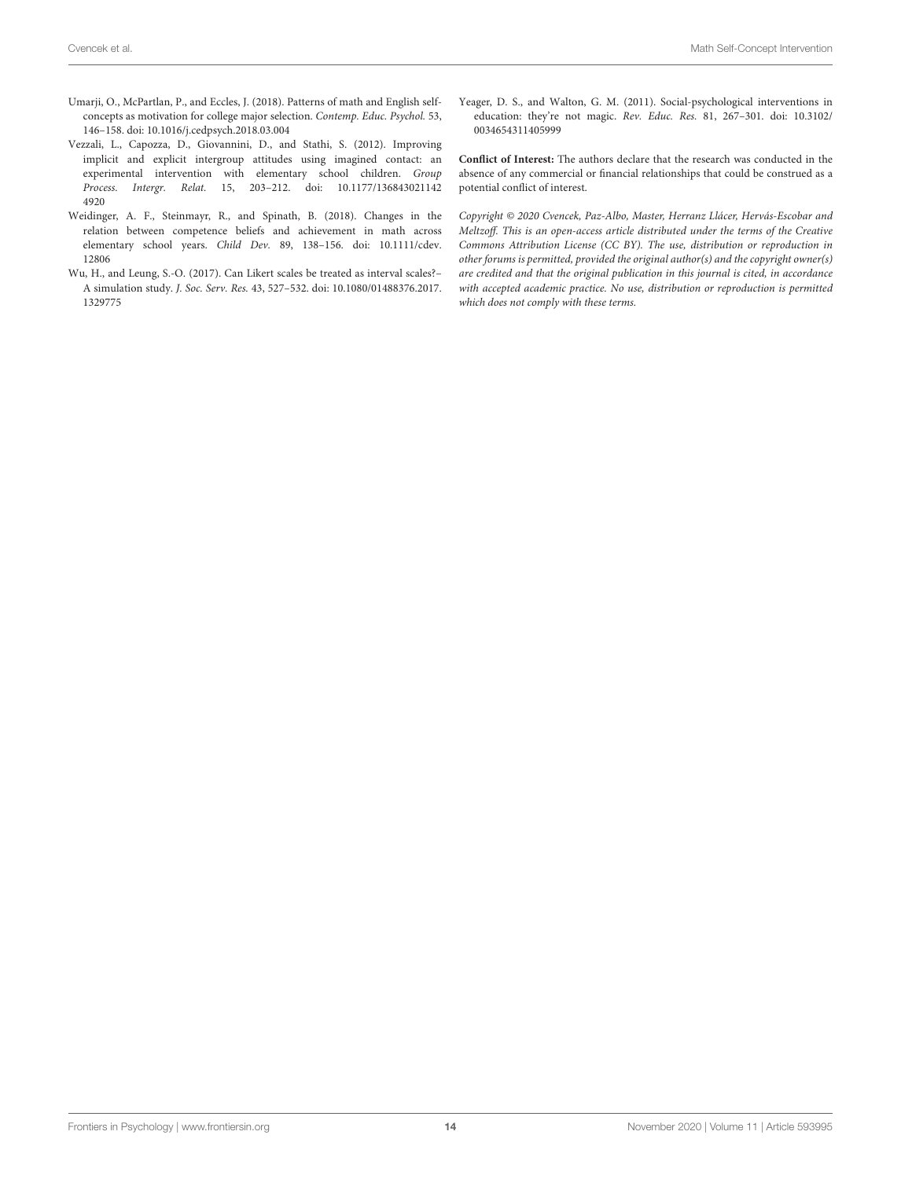Umarji, O., McPartlan, P., and Eccles, J. (2018). Patterns of math and English self-concepts as motivation for college major selection. *Contemp. Educ. Psychol.* 53, 146–158. doi: 10.1016/j.cedpsych.2018.03.004

Vezzali, L., Capozza, D., Giovannini, D., and Stathi, S. (2012). Improving implicit and explicit intergroup attitudes using imagined contact: an experimental intervention with elementary school children. *Group Process. Intergr. Relat.* 15, 203–212. doi: 10.1177/1368430211424920

Weidinger, A. F., Steinmayr, R., and Spinath, B. (2018). Changes in the relation between competence beliefs and achievement in math across elementary school years. *Child Dev.* 89, 138–156. doi: 10.1111/cdev.12806

Wu, H., and Leung, S.-O. (2017). Can Likert scales be treated as interval scales?– A simulation study. *J. Soc. Serv. Res.* 43, 527–532. doi: 10.1080/01488376.2017.1329775

Yeager, D. S., and Walton, G. M. (2011). Social-psychological interventions in education: they're not magic. *Rev. Educ. Res.* 81, 267–301. doi: 10.3102/0034654311405999

**Conflict of Interest:** The authors declare that the research was conducted in the absence of any commercial or financial relationships that could be construed as a potential conflict of interest.

*Copyright © 2020 Cvencek, Paz-Albo, Master, Herranz Llácer, Hervás-Escobar and Meltzoff. This is an open-access article distributed under the terms of the Creative Commons Attribution License (CC BY). The use, distribution or reproduction in other forums is permitted, provided the original author(s) and the copyright owner(s) are credited and that the original publication in this journal is cited, in accordance with accepted academic practice. No use, distribution or reproduction is permitted which does not comply with these terms.*